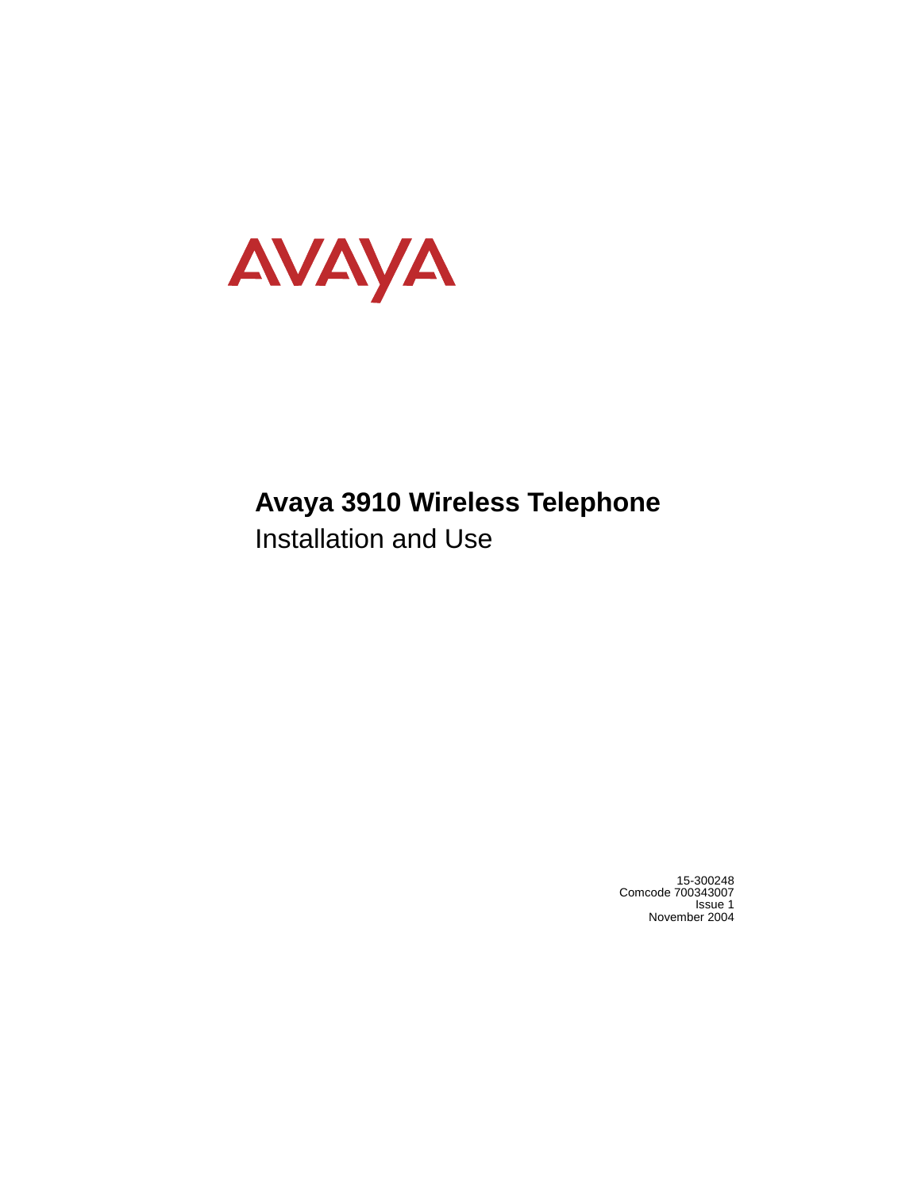AVAYA

# Avaya 3910 Wireless Telephone

## Installation and Use

15-300248
Comcode 700343007
Issue 1
November 2004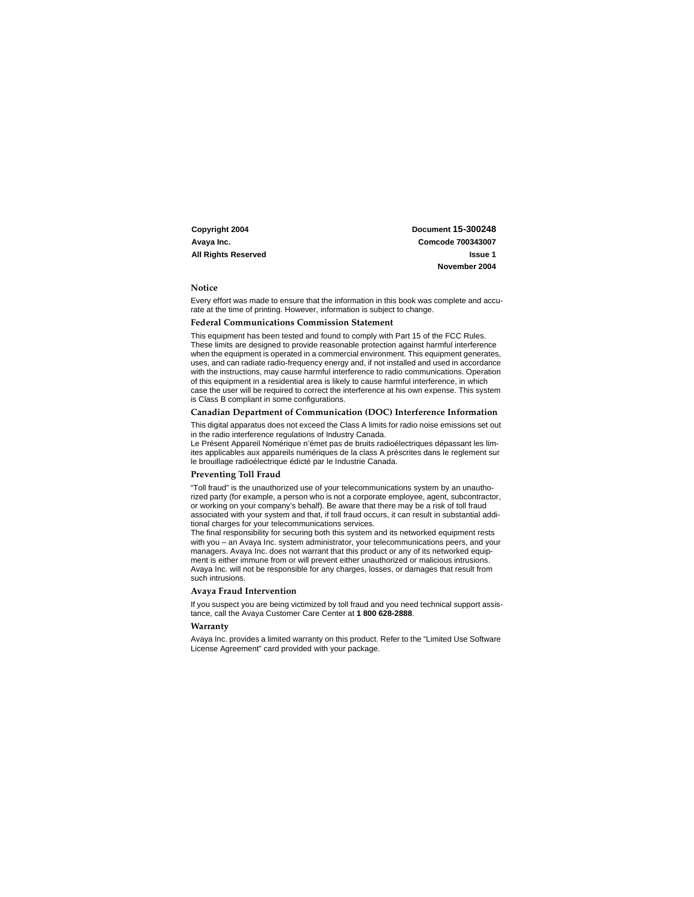**Copyright 2004**
**Avaya Inc.**
**All Rights Reserved**

**Document 15-300248**
**Comcode 700343007**
**Issue 1**
**November 2004**

### Notice

Every effort was made to ensure that the information in this book was complete and accurate at the time of printing. However, information is subject to change.

### Federal Communications Commission Statement

This equipment has been tested and found to comply with Part 15 of the FCC Rules. These limits are designed to provide reasonable protection against harmful interference when the equipment is operated in a commercial environment. This equipment generates, uses, and can radiate radio-frequency energy and, if not installed and used in accordance with the instructions, may cause harmful interference to radio communications. Operation of this equipment in a residential area is likely to cause harmful interference, in which case the user will be required to correct the interference at his own expense. This system is Class B compliant in some configurations.

### Canadian Department of Communication (DOC) Interference Information

This digital apparatus does not exceed the Class A limits for radio noise emissions set out in the radio interference regulations of Industry Canada.
Le Présent Appareil Nomérique n'émet pas de bruits radioélectriques dépassant les limites applicables aux appareils numériques de la class A préscrites dans le reglement sur le brouillage radioélectrique édicté par le Industrie Canada.

### Preventing Toll Fraud

"Toll fraud" is the unauthorized use of your telecommunications system by an unauthorized party (for example, a person who is not a corporate employee, agent, subcontractor, or working on your company's behalf). Be aware that there may be a risk of toll fraud associated with your system and that, if toll fraud occurs, it can result in substantial additional charges for your telecommunications services.
The final responsibility for securing both this system and its networked equipment rests with you – an Avaya Inc. system administrator, your telecommunications peers, and your managers. Avaya Inc. does not warrant that this product or any of its networked equipment is either immune from or will prevent either unauthorized or malicious intrusions. Avaya Inc. will not be responsible for any charges, losses, or damages that result from such intrusions.

### Avaya Fraud Intervention

If you suspect you are being victimized by toll fraud and you need technical support assistance, call the Avaya Customer Care Center at **1 800 628-2888**.

### Warranty

Avaya Inc. provides a limited warranty on this product. Refer to the "Limited Use Software License Agreement" card provided with your package.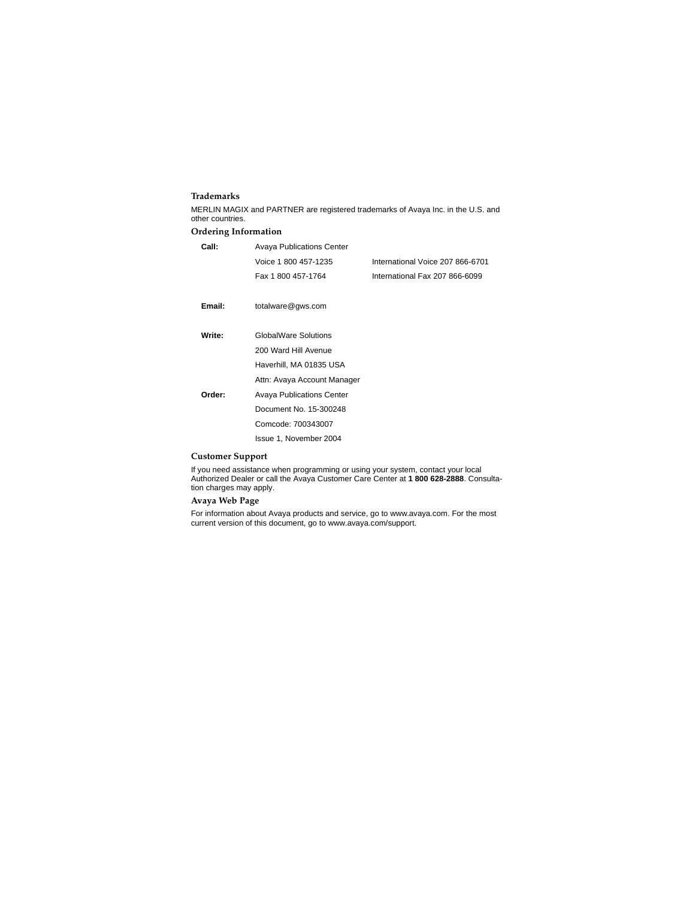### Trademarks

MERLIN MAGIX and PARTNER are registered trademarks of Avaya Inc. in the U.S. and other countries.

### Ordering Information

| | | |
|---|---|---|
| **Call:** | Avaya Publications Center | |
| | Voice 1 800 457-1235 | International Voice 207 866-6701 |
| | Fax 1 800 457-1764 | International Fax 207 866-6099 |
| **Email:** | totalware@gws.com | |
| **Write:** | GlobalWare Solutions | |
| | 200 Ward Hill Avenue | |
| | Haverhill, MA 01835 USA | |
| | Attn: Avaya Account Manager | |
| **Order:** | Avaya Publications Center | |
| | Document No. 15-300248 | |
| | Comcode: 700343007 | |
| | Issue 1, November 2004 | |

### Customer Support

If you need assistance when programming or using your system, contact your local Authorized Dealer or call the Avaya Customer Care Center at **1 800 628-2888**. Consultation charges may apply.

### Avaya Web Page

For information about Avaya products and service, go to www.avaya.com. For the most current version of this document, go to www.avaya.com/support.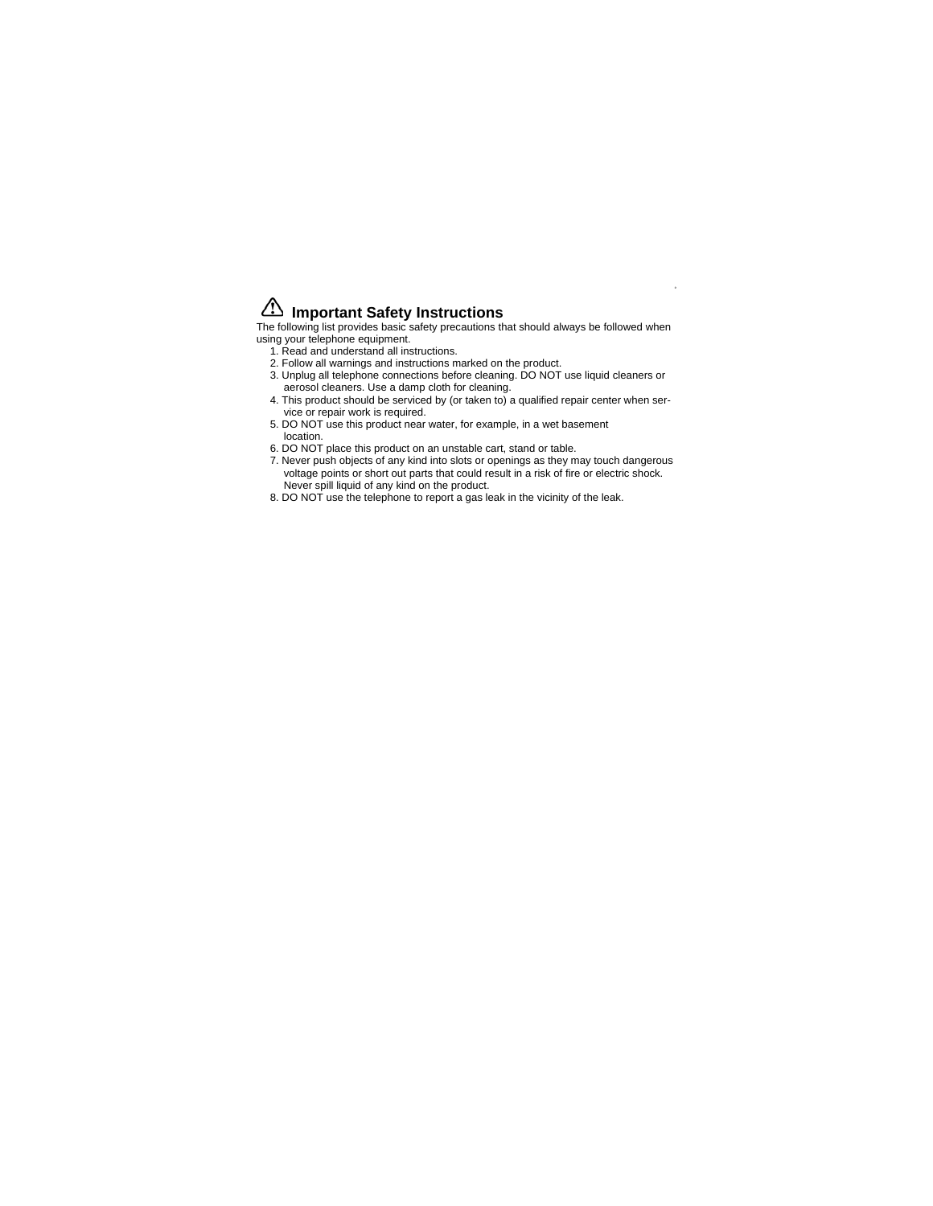## ⚠ Important Safety Instructions

The following list provides basic safety precautions that should always be followed when using your telephone equipment.

1. Read and understand all instructions.
2. Follow all warnings and instructions marked on the product.
3. Unplug all telephone connections before cleaning. DO NOT use liquid cleaners or aerosol cleaners. Use a damp cloth for cleaning.
4. This product should be serviced by (or taken to) a qualified repair center when service or repair work is required.
5. DO NOT use this product near water, for example, in a wet basement location.
6. DO NOT place this product on an unstable cart, stand or table.
7. Never push objects of any kind into slots or openings as they may touch dangerous voltage points or short out parts that could result in a risk of fire or electric shock. Never spill liquid of any kind on the product.
8. DO NOT use the telephone to report a gas leak in the vicinity of the leak.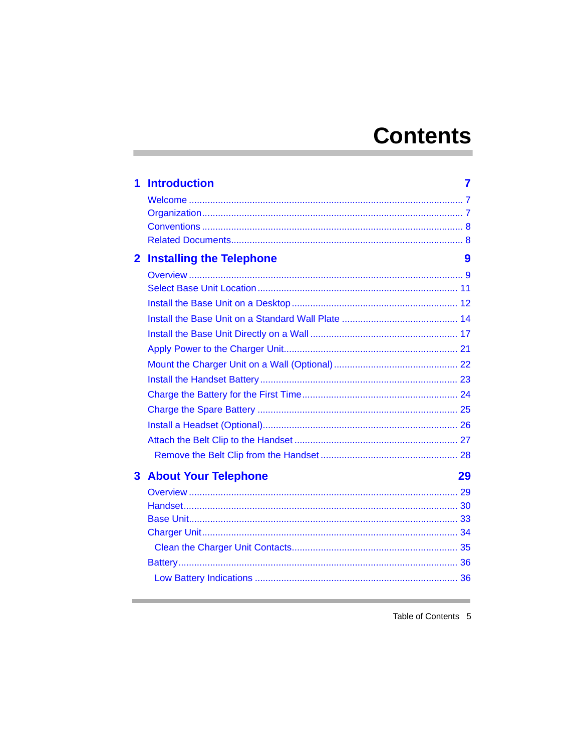# Contents

## 1 Introduction — 7

- Welcome .......... 7
- Organization .......... 7
- Conventions .......... 8
- Related Documents .......... 8

## 2 Installing the Telephone — 9

- Overview .......... 9
- Select Base Unit Location .......... 11
- Install the Base Unit on a Desktop .......... 12
- Install the Base Unit on a Standard Wall Plate .......... 14
- Install the Base Unit Directly on a Wall .......... 17
- Apply Power to the Charger Unit .......... 21
- Mount the Charger Unit on a Wall (Optional) .......... 22
- Install the Handset Battery .......... 23
- Charge the Battery for the First Time .......... 24
- Charge the Spare Battery .......... 25
- Install a Headset (Optional) .......... 26
- Attach the Belt Clip to the Handset .......... 27
  - Remove the Belt Clip from the Handset .......... 28

## 3 About Your Telephone — 29

- Overview .......... 29
- Handset .......... 30
- Base Unit .......... 33
- Charger Unit .......... 34
  - Clean the Charger Unit Contacts .......... 35
- Battery .......... 36
  - Low Battery Indications .......... 36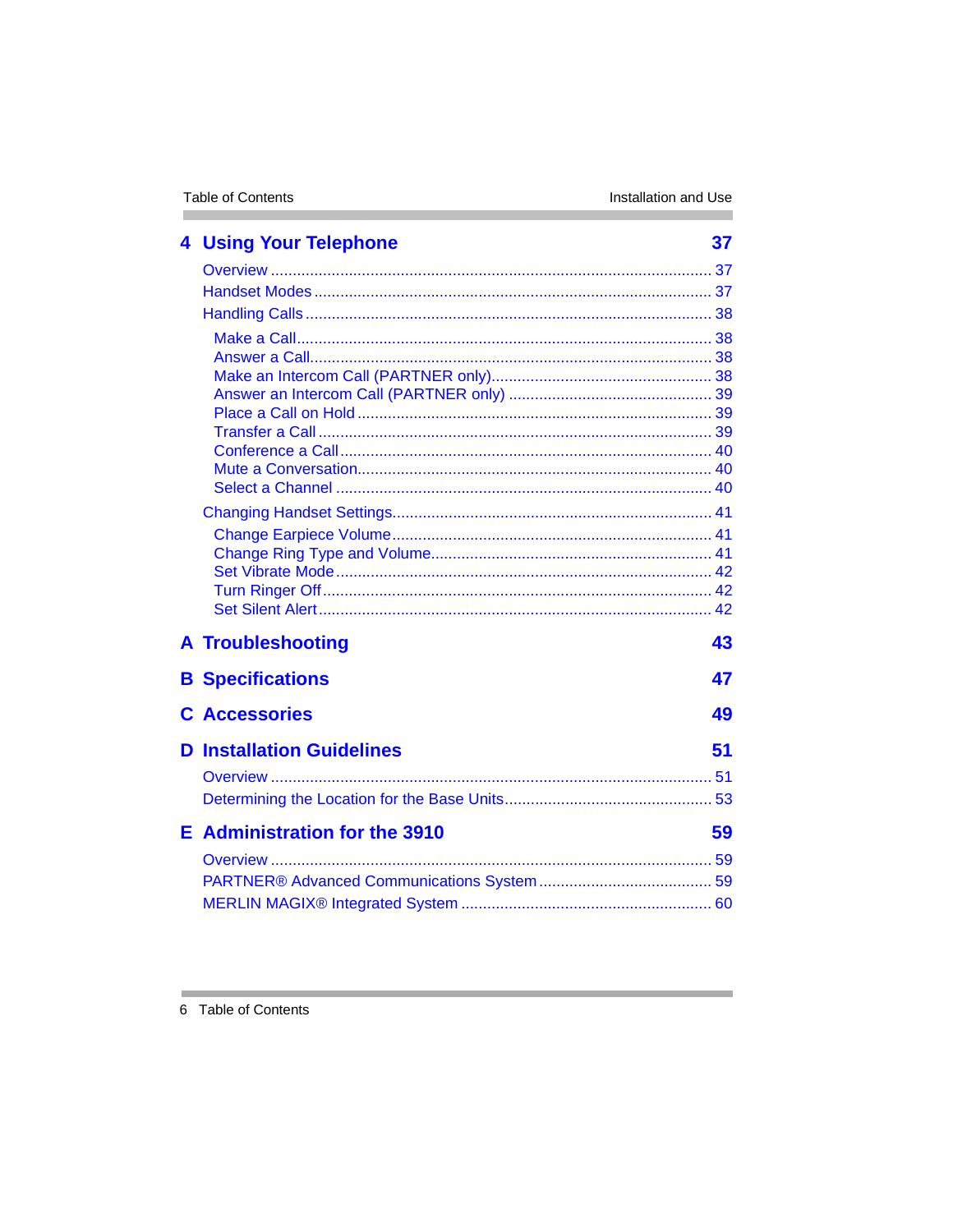## 4 Using Your Telephone 37

Overview ..... 37

Handset Modes ..... 37

Handling Calls ..... 38

- Make a Call ..... 38
- Answer a Call ..... 38
- Make an Intercom Call (PARTNER only) ..... 38
- Answer an Intercom Call (PARTNER only) ..... 39
- Place a Call on Hold ..... 39
- Transfer a Call ..... 39
- Conference a Call ..... 40
- Mute a Conversation ..... 40
- Select a Channel ..... 40

Changing Handset Settings ..... 41

- Change Earpiece Volume ..... 41
- Change Ring Type and Volume ..... 41
- Set Vibrate Mode ..... 42
- Turn Ringer Off ..... 42
- Set Silent Alert ..... 42

## A Troubleshooting 43

## B Specifications 47

## C Accessories 49

## D Installation Guidelines 51

Overview ..... 51

Determining the Location for the Base Units ..... 53

## E Administration for the 3910 59

Overview ..... 59

PARTNER® Advanced Communications System ..... 59

MERLIN MAGIX® Integrated System ..... 60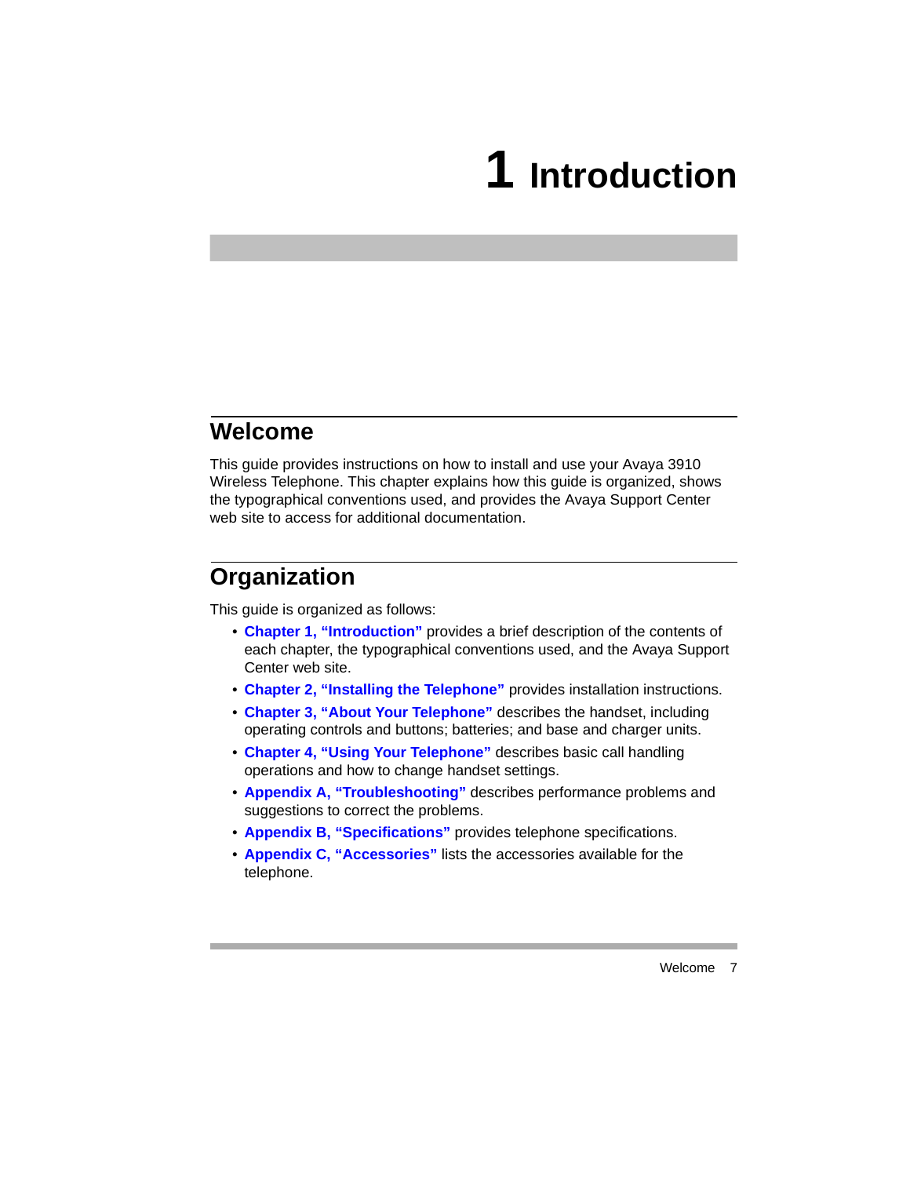# 1 Introduction

## Welcome

This guide provides instructions on how to install and use your Avaya 3910 Wireless Telephone. This chapter explains how this guide is organized, shows the typographical conventions used, and provides the Avaya Support Center web site to access for additional documentation.

## Organization

This guide is organized as follows:

- **Chapter 1, "Introduction"** provides a brief description of the contents of each chapter, the typographical conventions used, and the Avaya Support Center web site.
- **Chapter 2, "Installing the Telephone"** provides installation instructions.
- **Chapter 3, "About Your Telephone"** describes the handset, including operating controls and buttons; batteries; and base and charger units.
- **Chapter 4, "Using Your Telephone"** describes basic call handling operations and how to change handset settings.
- **Appendix A, "Troubleshooting"** describes performance problems and suggestions to correct the problems.
- **Appendix B, "Specifications"** provides telephone specifications.
- **Appendix C, "Accessories"** lists the accessories available for the telephone.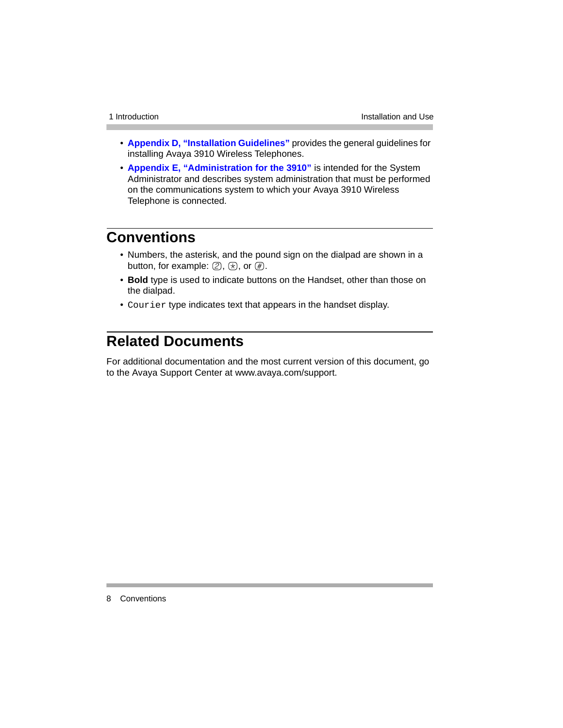- **Appendix D, “Installation Guidelines”** provides the general guidelines for installing Avaya 3910 Wireless Telephones.
- **Appendix E, “Administration for the 3910”** is intended for the System Administrator and describes system administration that must be performed on the communications system to which your Avaya 3910 Wireless Telephone is connected.

## Conventions

- Numbers, the asterisk, and the pound sign on the dialpad are shown in a button, for example: ②, ⊛, or ⊕.
- **Bold** type is used to indicate buttons on the Handset, other than those on the dialpad.
- `Courier` type indicates text that appears in the handset display.

## Related Documents

For additional documentation and the most current version of this document, go to the Avaya Support Center at www.avaya.com/support.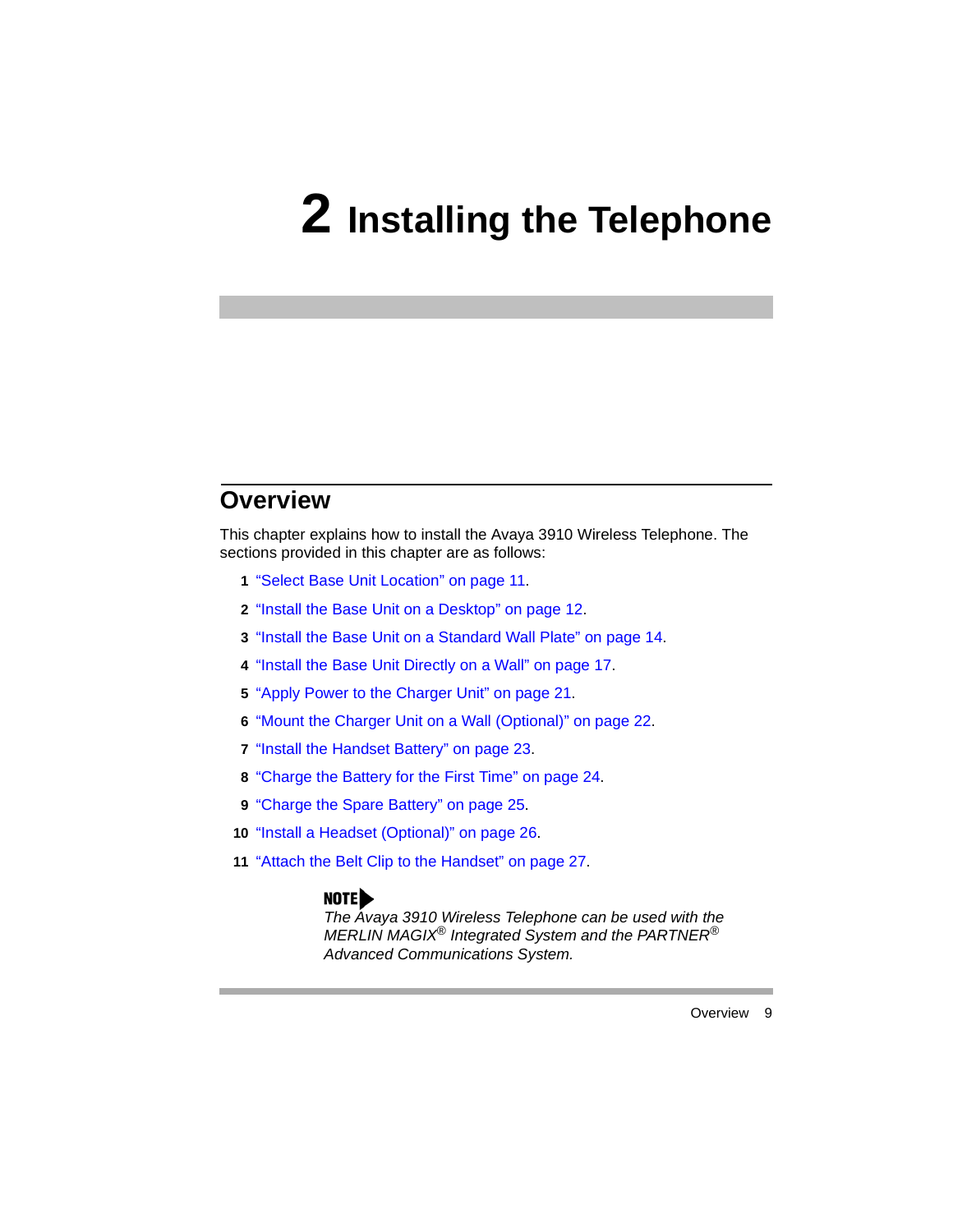# 2 Installing the Telephone

## Overview

This chapter explains how to install the Avaya 3910 Wireless Telephone. The sections provided in this chapter are as follows:

1. "Select Base Unit Location" on page 11.
2. "Install the Base Unit on a Desktop" on page 12.
3. "Install the Base Unit on a Standard Wall Plate" on page 14.
4. "Install the Base Unit Directly on a Wall" on page 17.
5. "Apply Power to the Charger Unit" on page 21.
6. "Mount the Charger Unit on a Wall (Optional)" on page 22.
7. "Install the Handset Battery" on page 23.
8. "Charge the Battery for the First Time" on page 24.
9. "Charge the Spare Battery" on page 25.
10. "Install a Headset (Optional)" on page 26.
11. "Attach the Belt Clip to the Handset" on page 27.

**NOTE**
*The Avaya 3910 Wireless Telephone can be used with the MERLIN MAGIX® Integrated System and the PARTNER® Advanced Communications System.*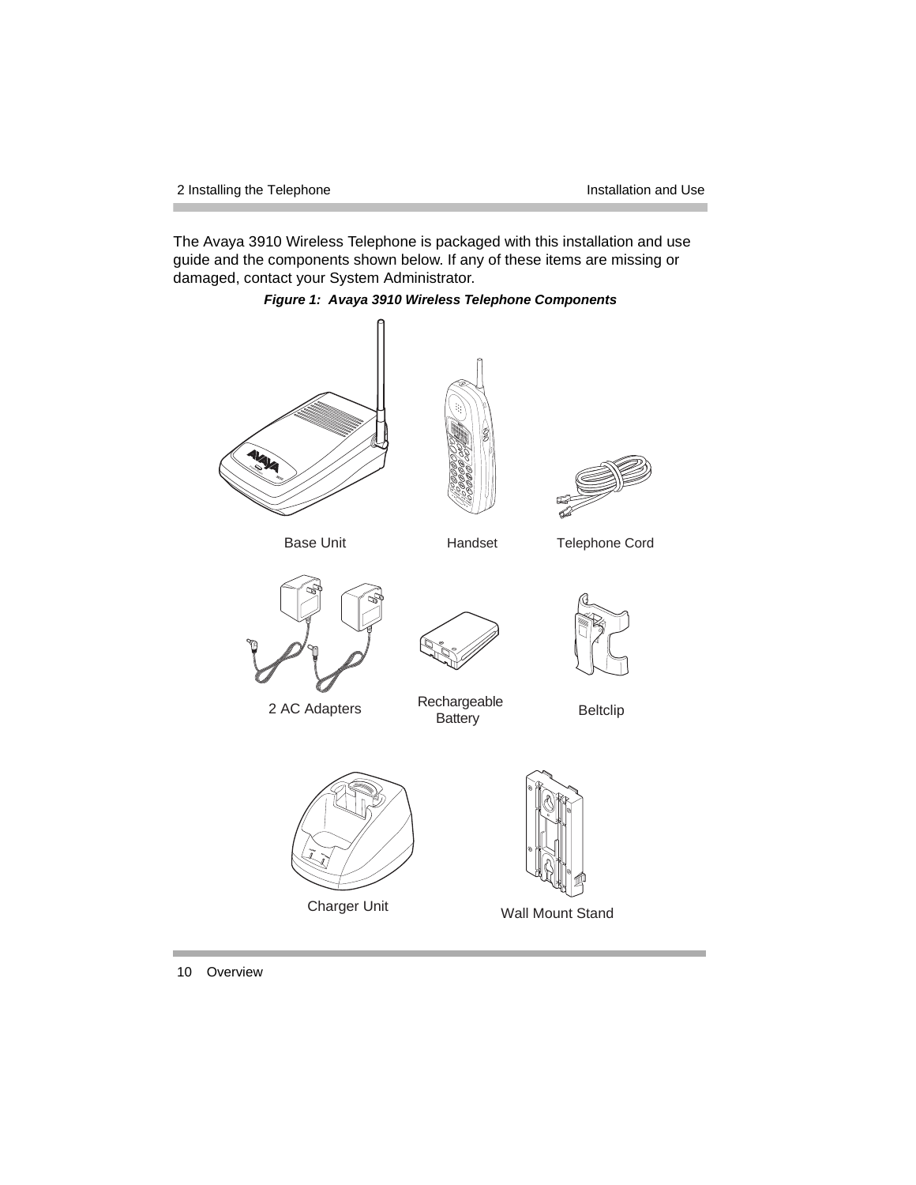The Avaya 3910 Wireless Telephone is packaged with this installation and use guide and the components shown below. If any of these items are missing or damaged, contact your System Administrator.

***Figure 1: Avaya 3910 Wireless Telephone Components***

Base Unit

Handset

Telephone Cord

2 AC Adapters

Rechargeable Battery

Beltclip

Charger Unit

Wall Mount Stand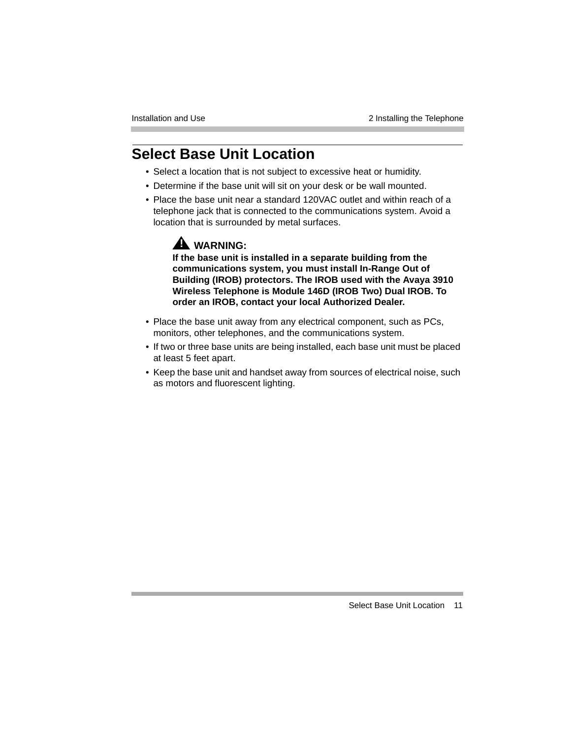# Select Base Unit Location

- Select a location that is not subject to excessive heat or humidity.
- Determine if the base unit will sit on your desk or be wall mounted.
- Place the base unit near a standard 120VAC outlet and within reach of a telephone jack that is connected to the communications system. Avoid a location that is surrounded by metal surfaces.

> **WARNING:**
> **If the base unit is installed in a separate building from the communications system, you must install In-Range Out of Building (IROB) protectors. The IROB used with the Avaya 3910 Wireless Telephone is Module 146D (IROB Two) Dual IROB. To order an IROB, contact your local Authorized Dealer.**

- Place the base unit away from any electrical component, such as PCs, monitors, other telephones, and the communications system.
- If two or three base units are being installed, each base unit must be placed at least 5 feet apart.
- Keep the base unit and handset away from sources of electrical noise, such as motors and fluorescent lighting.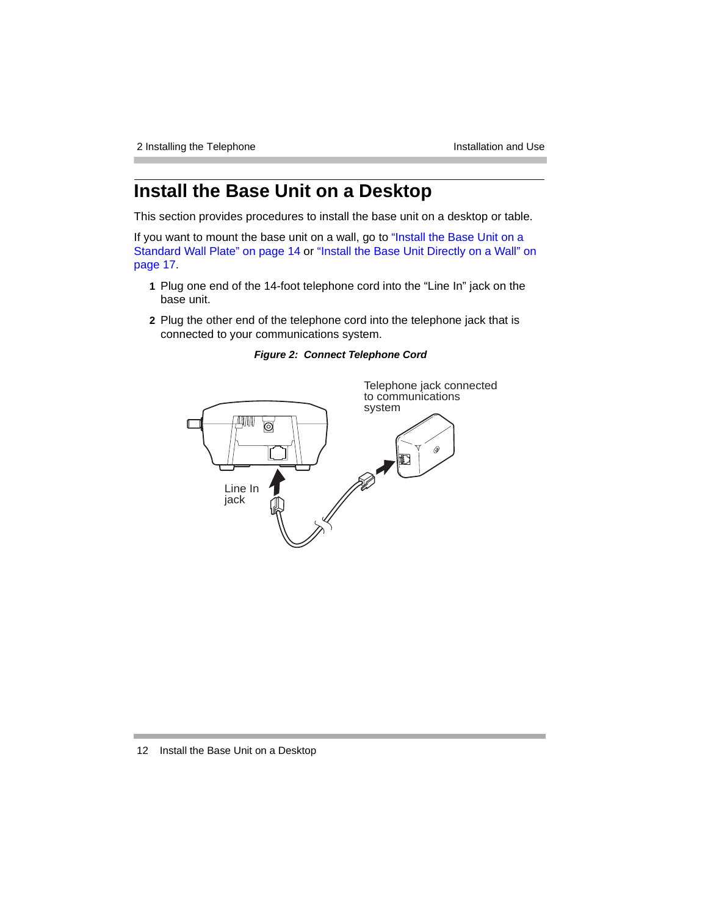# Install the Base Unit on a Desktop

This section provides procedures to install the base unit on a desktop or table.

If you want to mount the base unit on a wall, go to "Install the Base Unit on a Standard Wall Plate" on page 14 or "Install the Base Unit Directly on a Wall" on page 17.

1. Plug one end of the 14-foot telephone cord into the "Line In" jack on the base unit.
2. Plug the other end of the telephone cord into the telephone jack that is connected to your communications system.

***Figure 2: Connect Telephone Cord***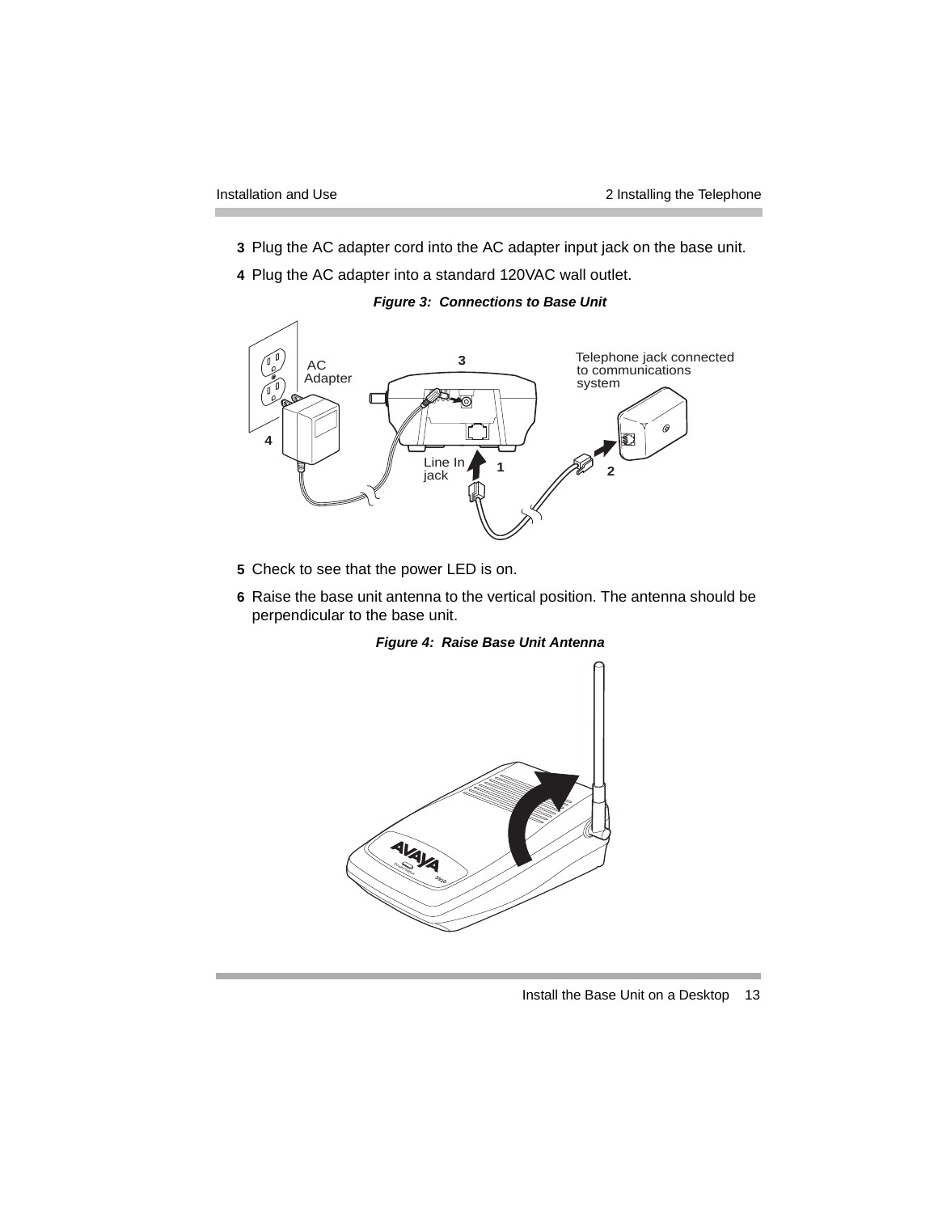3 Plug the AC adapter cord into the AC adapter input jack on the base unit.

4 Plug the AC adapter into a standard 120VAC wall outlet.

***Figure 3: Connections to Base Unit***

5 Check to see that the power LED is on.

6 Raise the base unit antenna to the vertical position. The antenna should be perpendicular to the base unit.

***Figure 4: Raise Base Unit Antenna***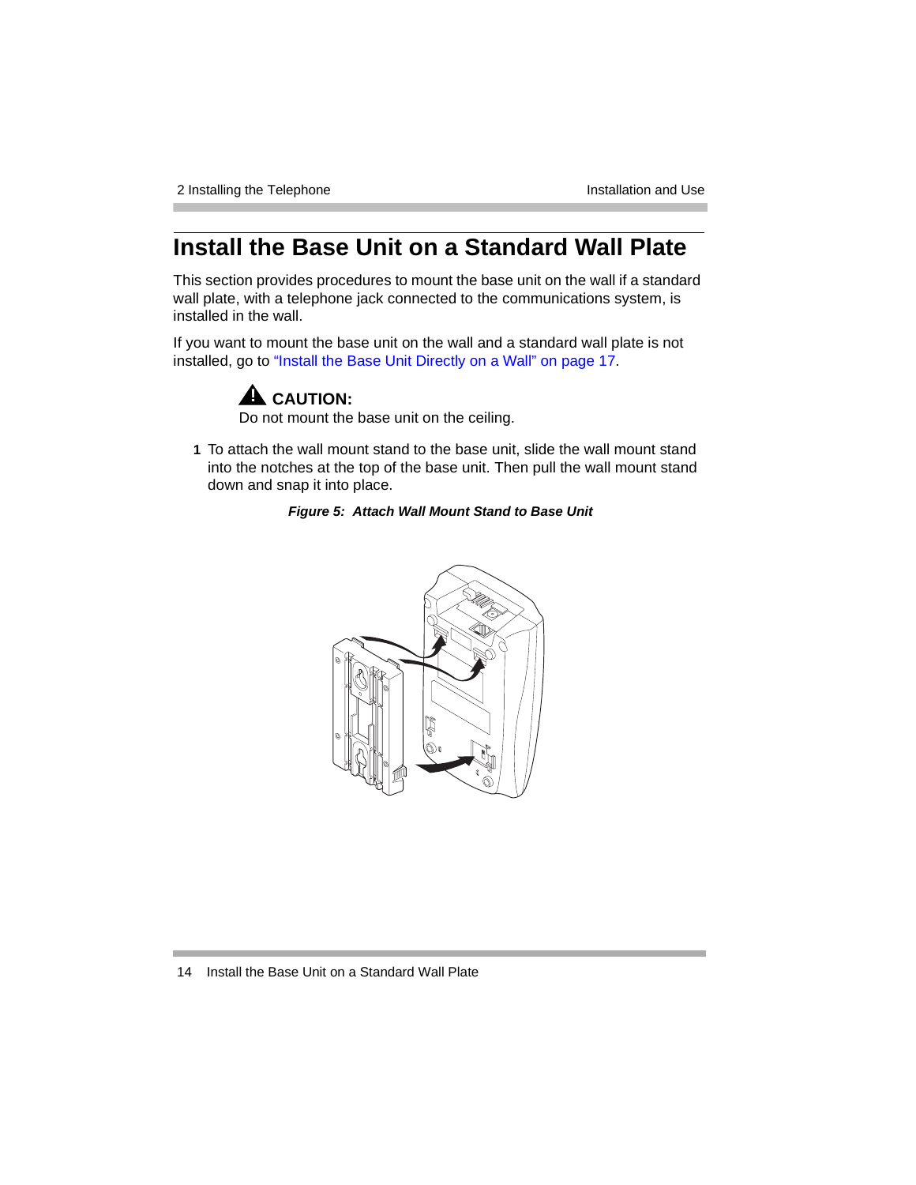# Install the Base Unit on a Standard Wall Plate

This section provides procedures to mount the base unit on the wall if a standard wall plate, with a telephone jack connected to the communications system, is installed in the wall.

If you want to mount the base unit on the wall and a standard wall plate is not installed, go to "Install the Base Unit Directly on a Wall" on page 17.

**CAUTION:**
Do not mount the base unit on the ceiling.

1. To attach the wall mount stand to the base unit, slide the wall mount stand into the notches at the top of the base unit. Then pull the wall mount stand down and snap it into place.

***Figure 5: Attach Wall Mount Stand to Base Unit***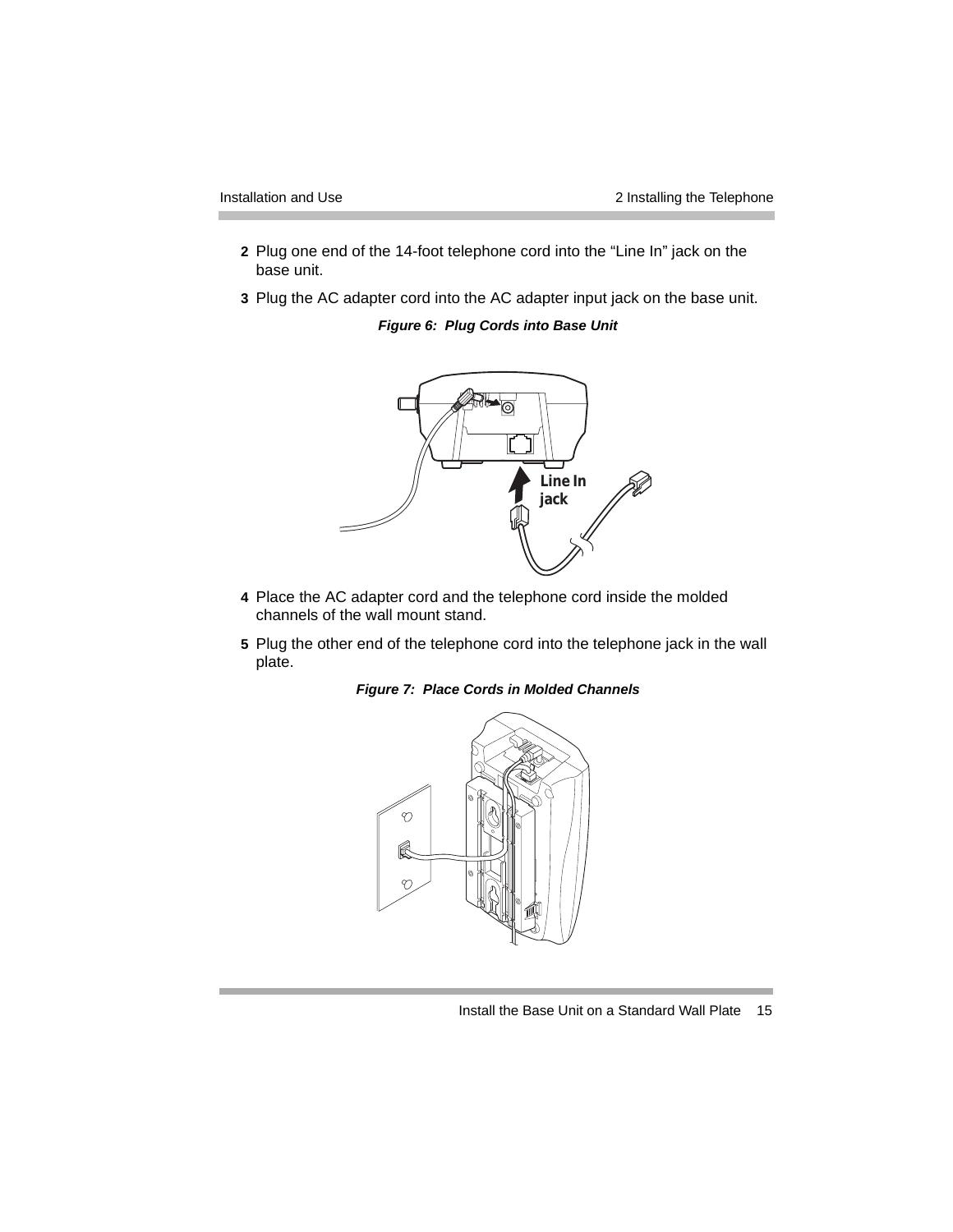2. Plug one end of the 14-foot telephone cord into the “Line In” jack on the base unit.
3. Plug the AC adapter cord into the AC adapter input jack on the base unit.

***Figure 6: Plug Cords into Base Unit***

4. Place the AC adapter cord and the telephone cord inside the molded channels of the wall mount stand.
5. Plug the other end of the telephone cord into the telephone jack in the wall plate.

***Figure 7: Place Cords in Molded Channels***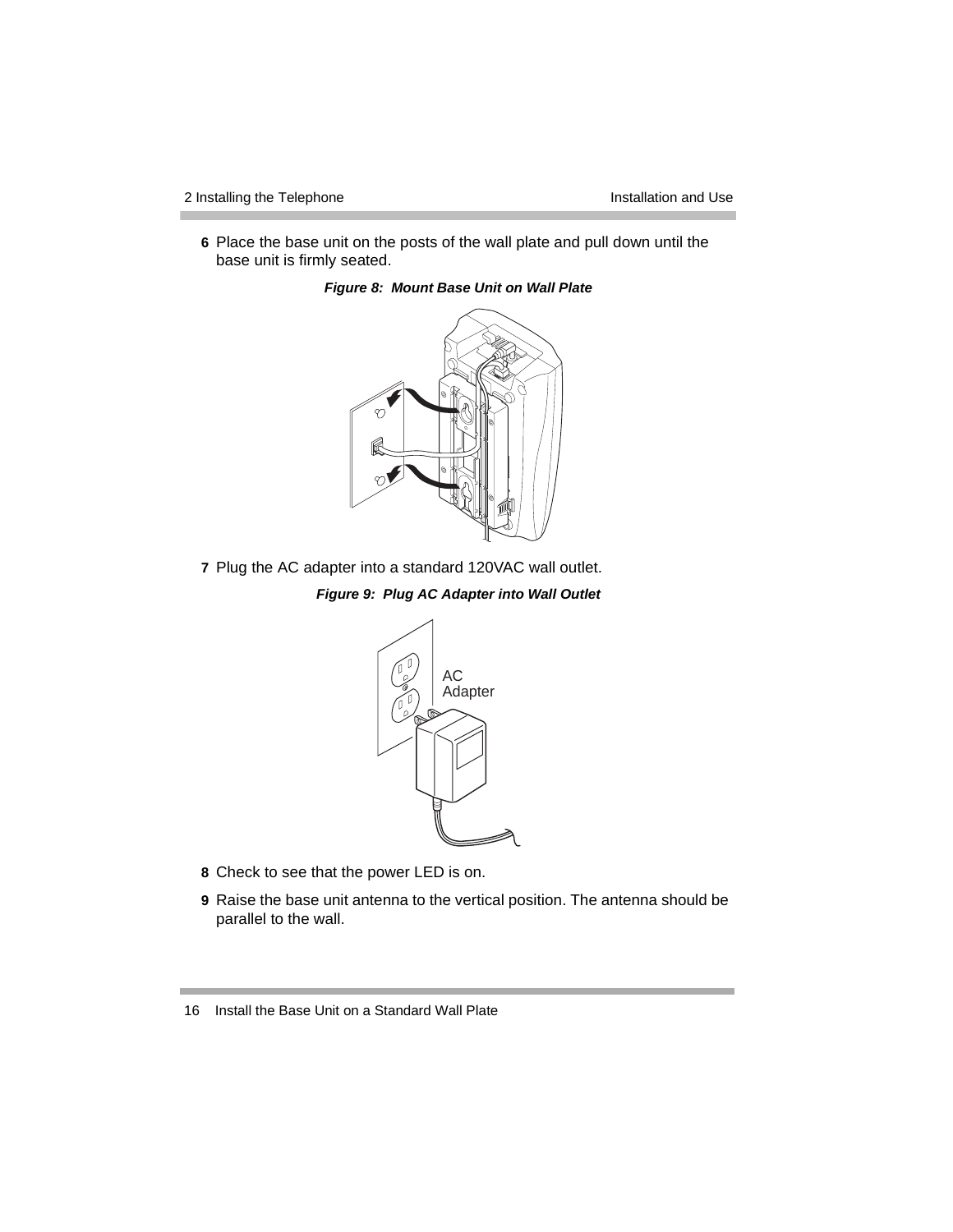6 Place the base unit on the posts of the wall plate and pull down until the base unit is firmly seated.

***Figure 8: Mount Base Unit on Wall Plate***

7 Plug the AC adapter into a standard 120VAC wall outlet.

***Figure 9: Plug AC Adapter into Wall Outlet***

AC Adapter

8 Check to see that the power LED is on.

9 Raise the base unit antenna to the vertical position. The antenna should be parallel to the wall.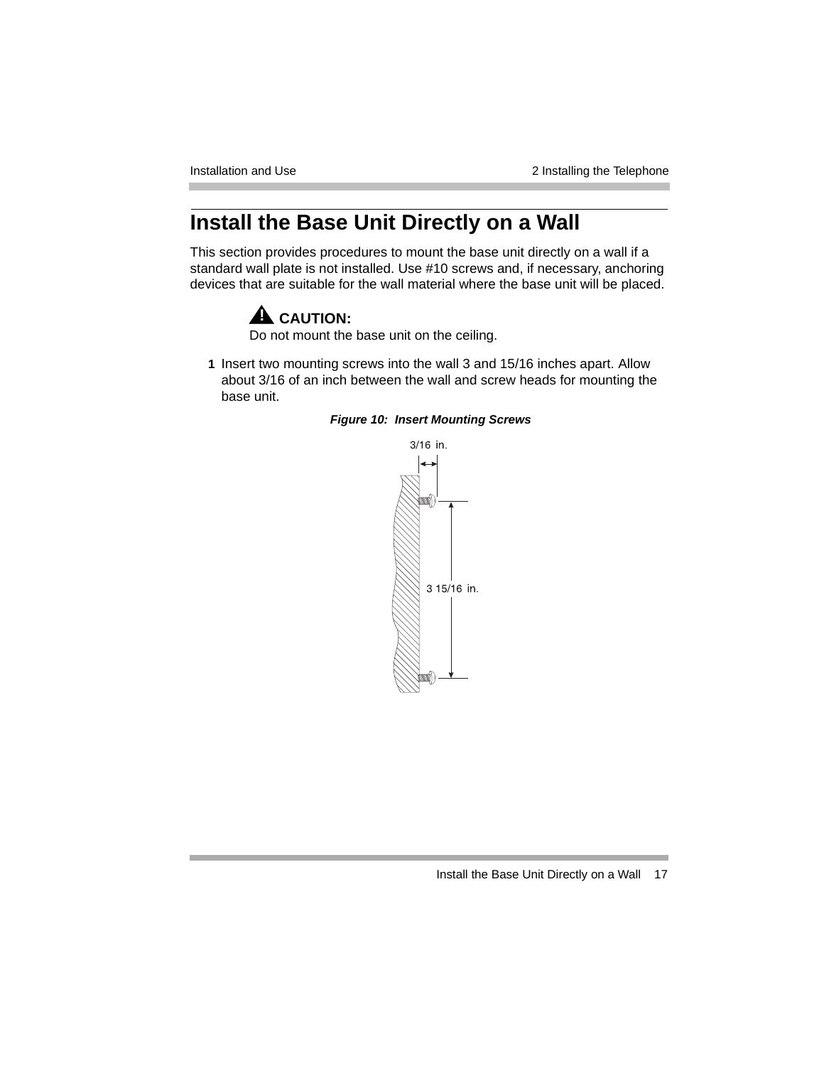# Install the Base Unit Directly on a Wall

This section provides procedures to mount the base unit directly on a wall if a standard wall plate is not installed. Use #10 screws and, if necessary, anchoring devices that are suitable for the wall material where the base unit will be placed.

> **CAUTION:**
> Do not mount the base unit on the ceiling.

1. Insert two mounting screws into the wall 3 and 15/16 inches apart. Allow about 3/16 of an inch between the wall and screw heads for mounting the base unit.

***Figure 10: Insert Mounting Screws***

3/16 in.

3 15/16 in.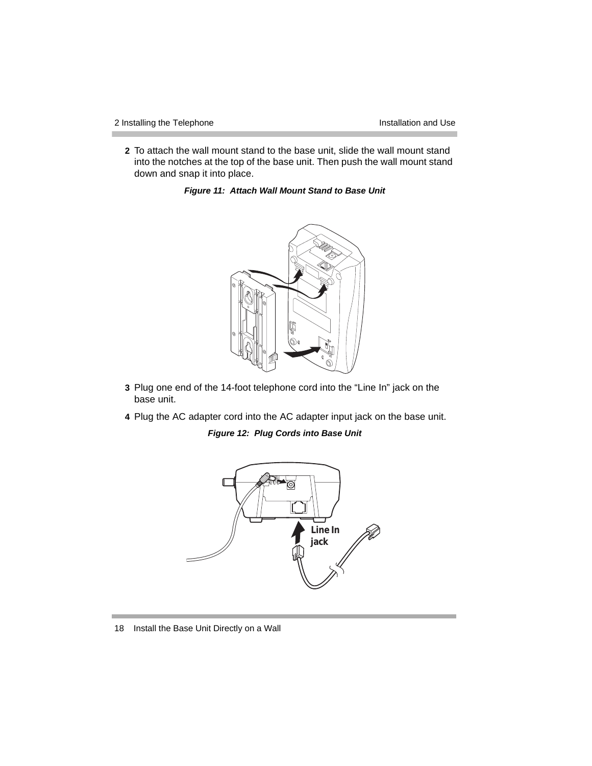2 To attach the wall mount stand to the base unit, slide the wall mount stand into the notches at the top of the base unit. Then push the wall mount stand down and snap it into place.

***Figure 11: Attach Wall Mount Stand to Base Unit***

3 Plug one end of the 14-foot telephone cord into the “Line In” jack on the base unit.

4 Plug the AC adapter cord into the AC adapter input jack on the base unit.

***Figure 12: Plug Cords into Base Unit***

Line In jack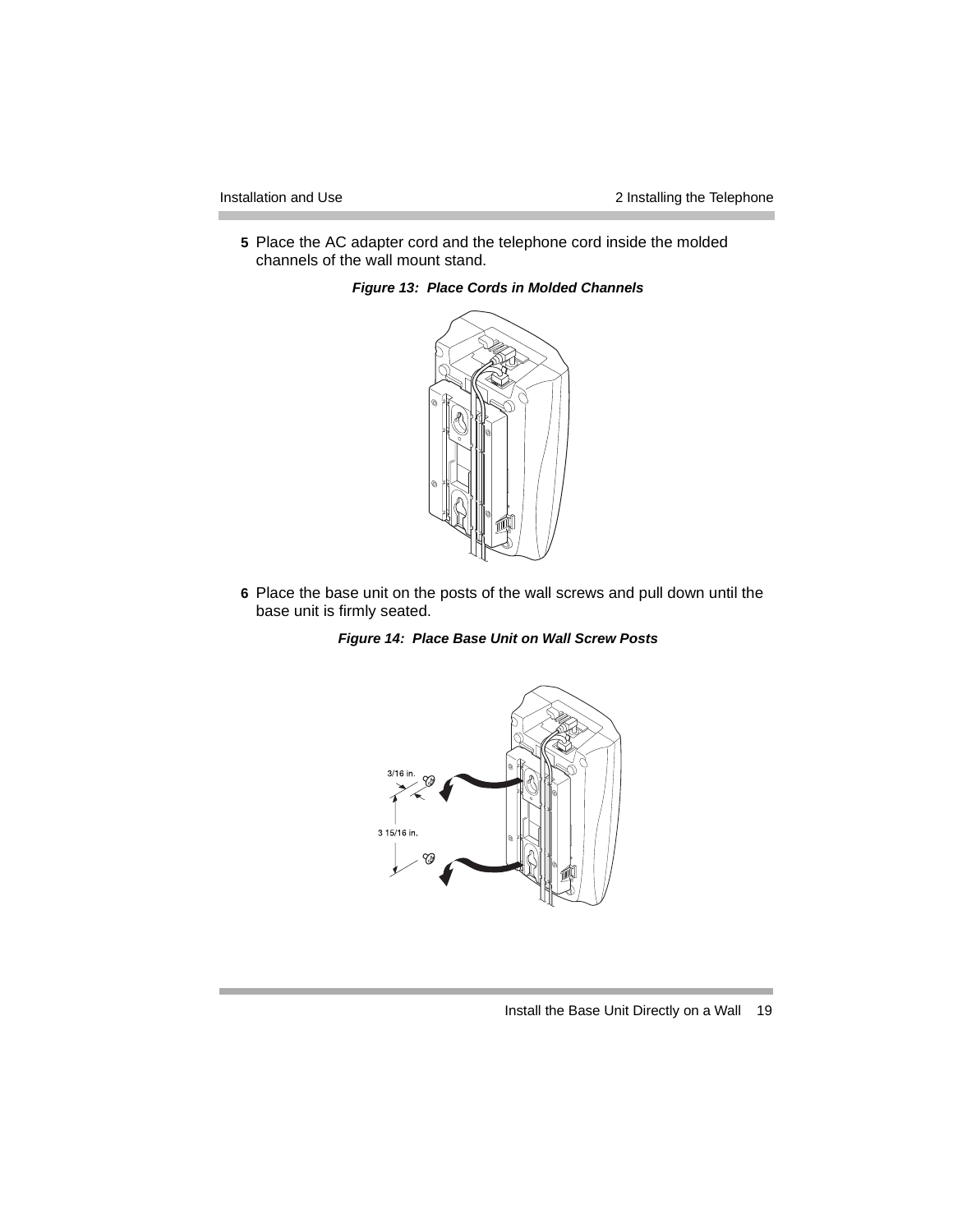5 Place the AC adapter cord and the telephone cord inside the molded channels of the wall mount stand.

***Figure 13: Place Cords in Molded Channels***

6 Place the base unit on the posts of the wall screws and pull down until the base unit is firmly seated.

***Figure 14: Place Base Unit on Wall Screw Posts***

3/16 in.

3 15/16 in.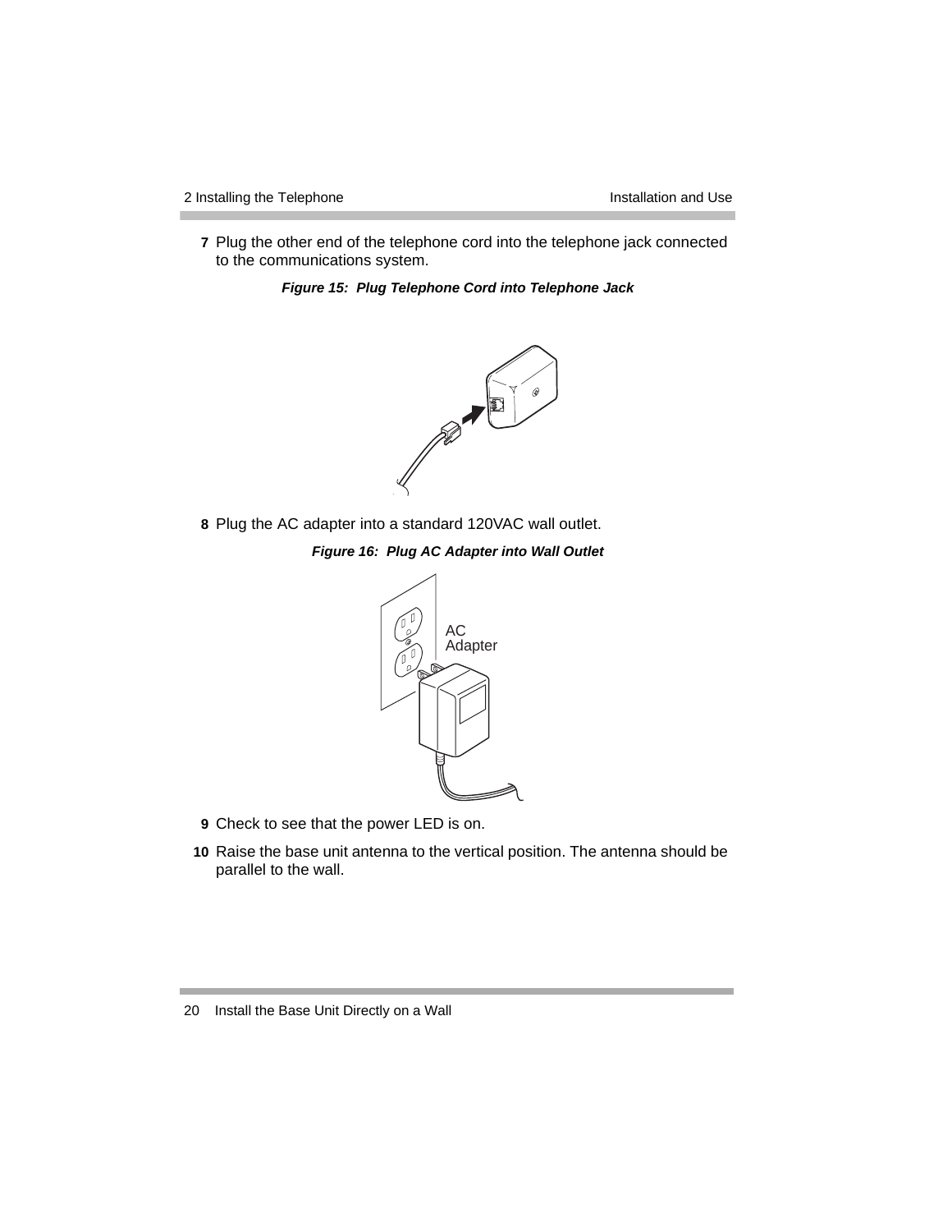7 Plug the other end of the telephone cord into the telephone jack connected to the communications system.

***Figure 15: Plug Telephone Cord into Telephone Jack***

8 Plug the AC adapter into a standard 120VAC wall outlet.

***Figure 16: Plug AC Adapter into Wall Outlet***

AC Adapter

9 Check to see that the power LED is on.

10 Raise the base unit antenna to the vertical position. The antenna should be parallel to the wall.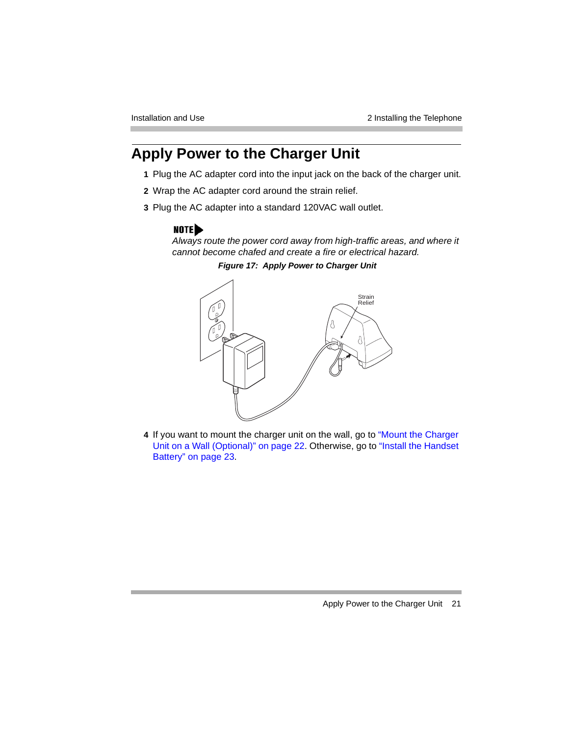# Apply Power to the Charger Unit

1. Plug the AC adapter cord into the input jack on the back of the charger unit.
2. Wrap the AC adapter cord around the strain relief.
3. Plug the AC adapter into a standard 120VAC wall outlet.

**NOTE**
*Always route the power cord away from high-traffic areas, and where it cannot become chafed and create a fire or electrical hazard.*

***Figure 17: Apply Power to Charger Unit***

Strain Relief

4. If you want to mount the charger unit on the wall, go to "Mount the Charger Unit on a Wall (Optional)" on page 22. Otherwise, go to "Install the Handset Battery" on page 23.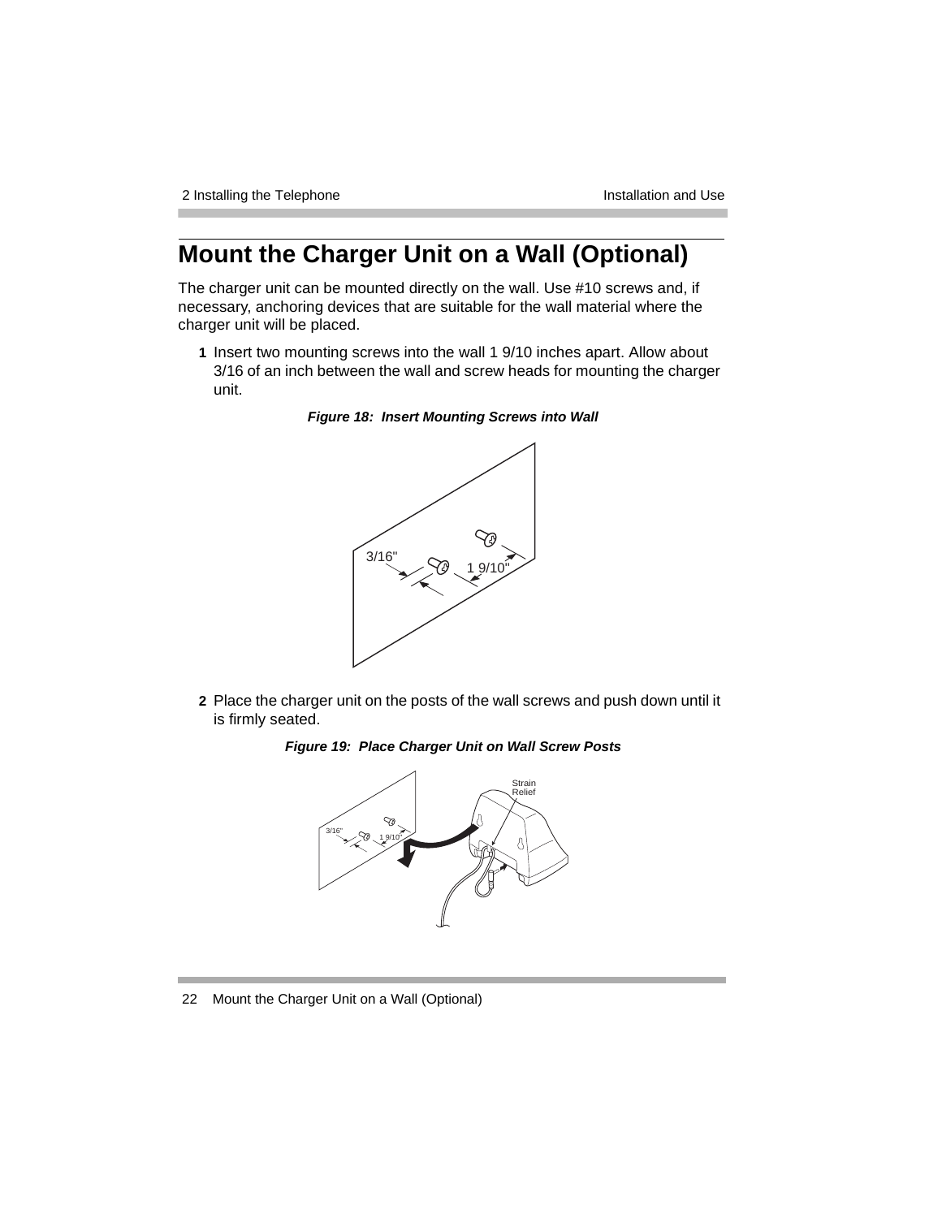# Mount the Charger Unit on a Wall (Optional)

The charger unit can be mounted directly on the wall. Use #10 screws and, if necessary, anchoring devices that are suitable for the wall material where the charger unit will be placed.

**1** Insert two mounting screws into the wall 1 9/10 inches apart. Allow about 3/16 of an inch between the wall and screw heads for mounting the charger unit.

***Figure 18: Insert Mounting Screws into Wall***

**2** Place the charger unit on the posts of the wall screws and push down until it is firmly seated.

***Figure 19: Place Charger Unit on Wall Screw Posts***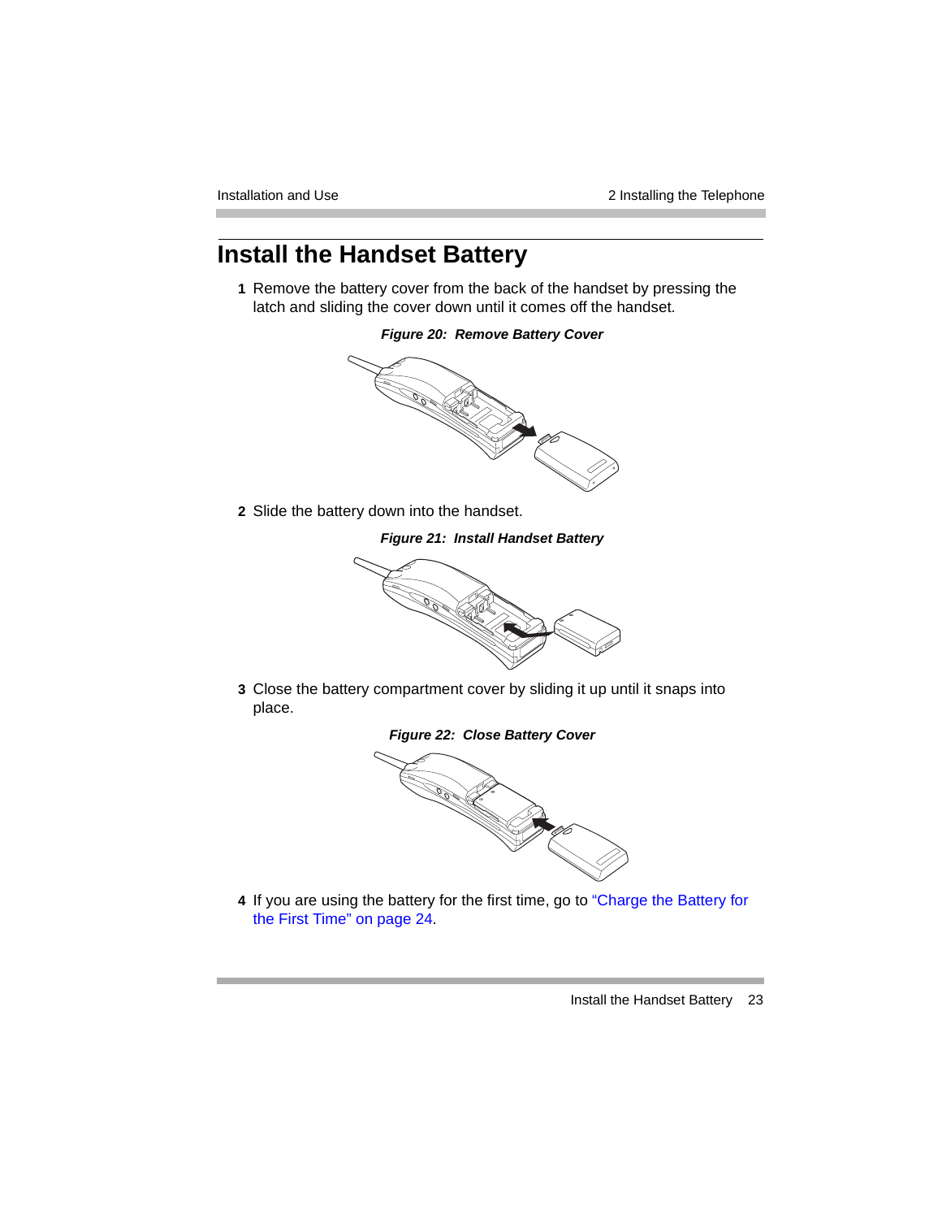# Install the Handset Battery

1. Remove the battery cover from the back of the handset by pressing the latch and sliding the cover down until it comes off the handset.

   ***Figure 20: Remove Battery Cover***

2. Slide the battery down into the handset.

   ***Figure 21: Install Handset Battery***

3. Close the battery compartment cover by sliding it up until it snaps into place.

   ***Figure 22: Close Battery Cover***

4. If you are using the battery for the first time, go to "Charge the Battery for the First Time" on page 24.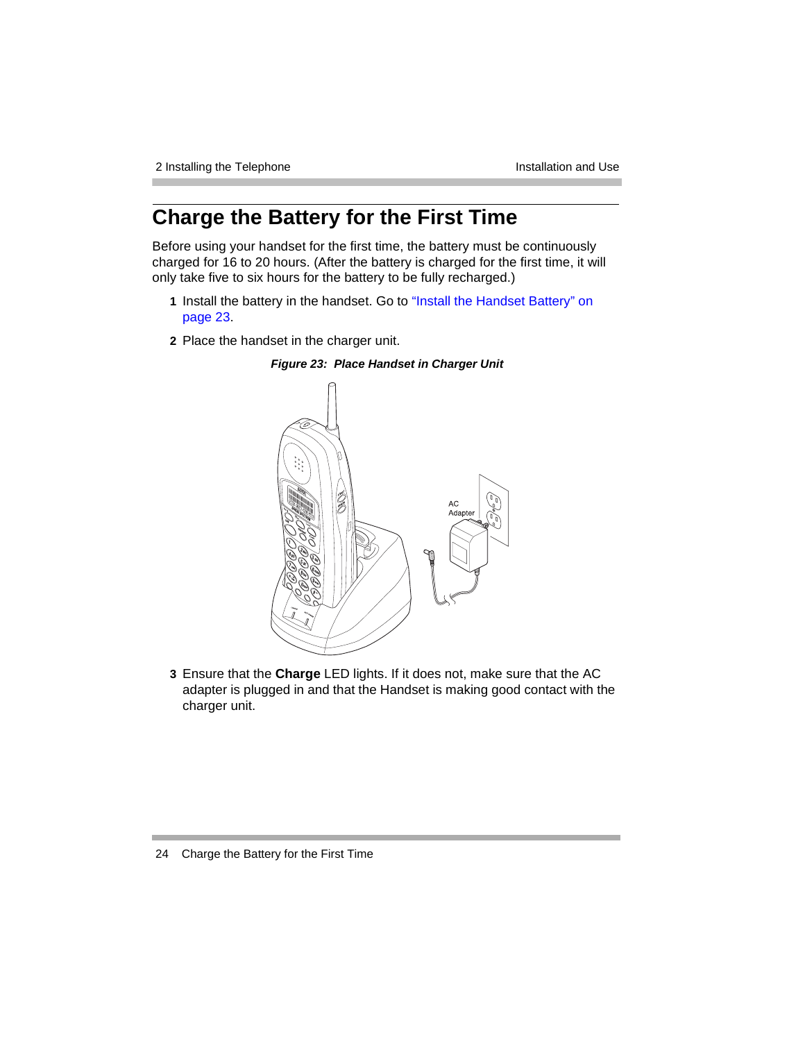# Charge the Battery for the First Time

Before using your handset for the first time, the battery must be continuously charged for 16 to 20 hours. (After the battery is charged for the first time, it will only take five to six hours for the battery to be fully recharged.)

1. Install the battery in the handset. Go to "Install the Handset Battery" on page 23.
2. Place the handset in the charger unit.

***Figure 23: Place Handset in Charger Unit***

3. Ensure that the **Charge** LED lights. If it does not, make sure that the AC adapter is plugged in and that the Handset is making good contact with the charger unit.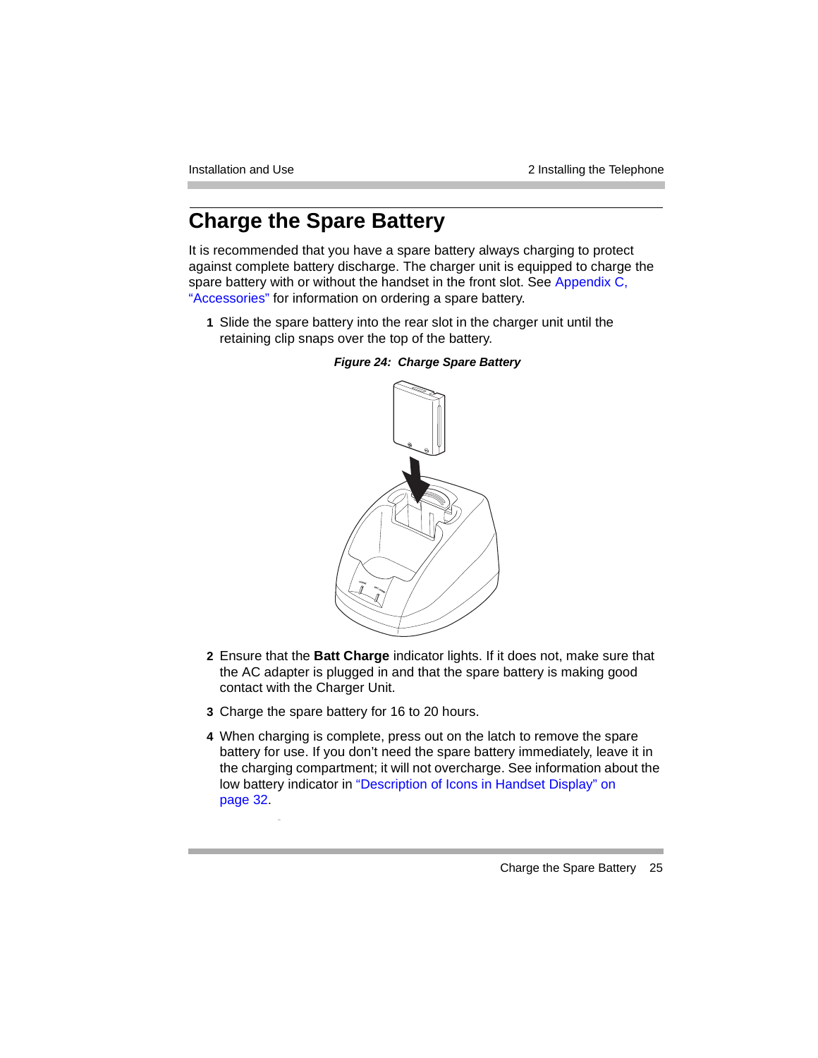# Charge the Spare Battery

It is recommended that you have a spare battery always charging to protect against complete battery discharge. The charger unit is equipped to charge the spare battery with or without the handset in the front slot. See Appendix C, "Accessories" for information on ordering a spare battery.

1. Slide the spare battery into the rear slot in the charger unit until the retaining clip snaps over the top of the battery.

***Figure 24: Charge Spare Battery***

2. Ensure that the **Batt Charge** indicator lights. If it does not, make sure that the AC adapter is plugged in and that the spare battery is making good contact with the Charger Unit.
3. Charge the spare battery for 16 to 20 hours.
4. When charging is complete, press out on the latch to remove the spare battery for use. If you don't need the spare battery immediately, leave it in the charging compartment; it will not overcharge. See information about the low battery indicator in "Description of Icons in Handset Display" on page 32.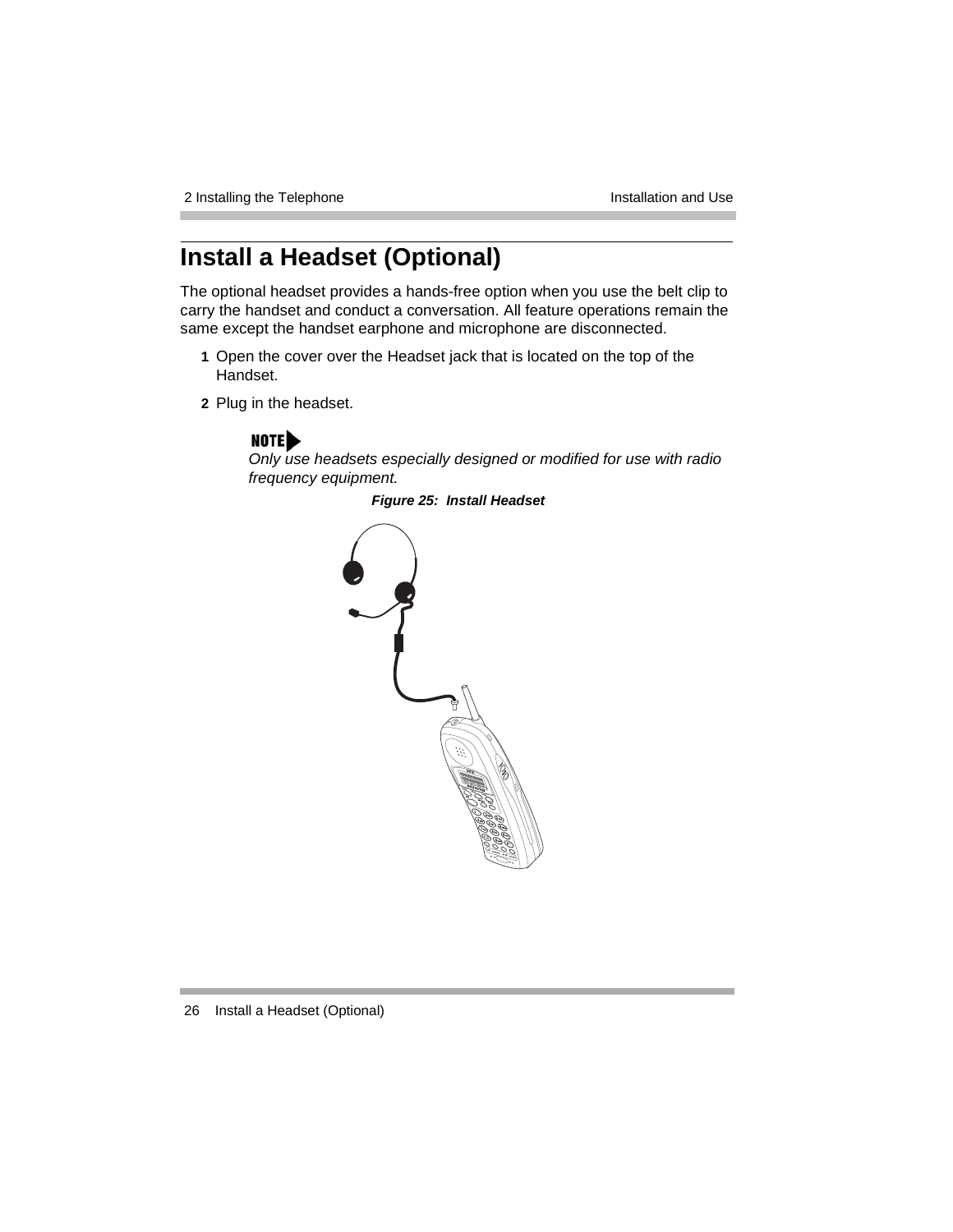# Install a Headset (Optional)

The optional headset provides a hands-free option when you use the belt clip to carry the handset and conduct a conversation. All feature operations remain the same except the handset earphone and microphone are disconnected.

1. Open the cover over the Headset jack that is located on the top of the Handset.
2. Plug in the headset.

**NOTE**
*Only use headsets especially designed or modified for use with radio frequency equipment.*

***Figure 25: Install Headset***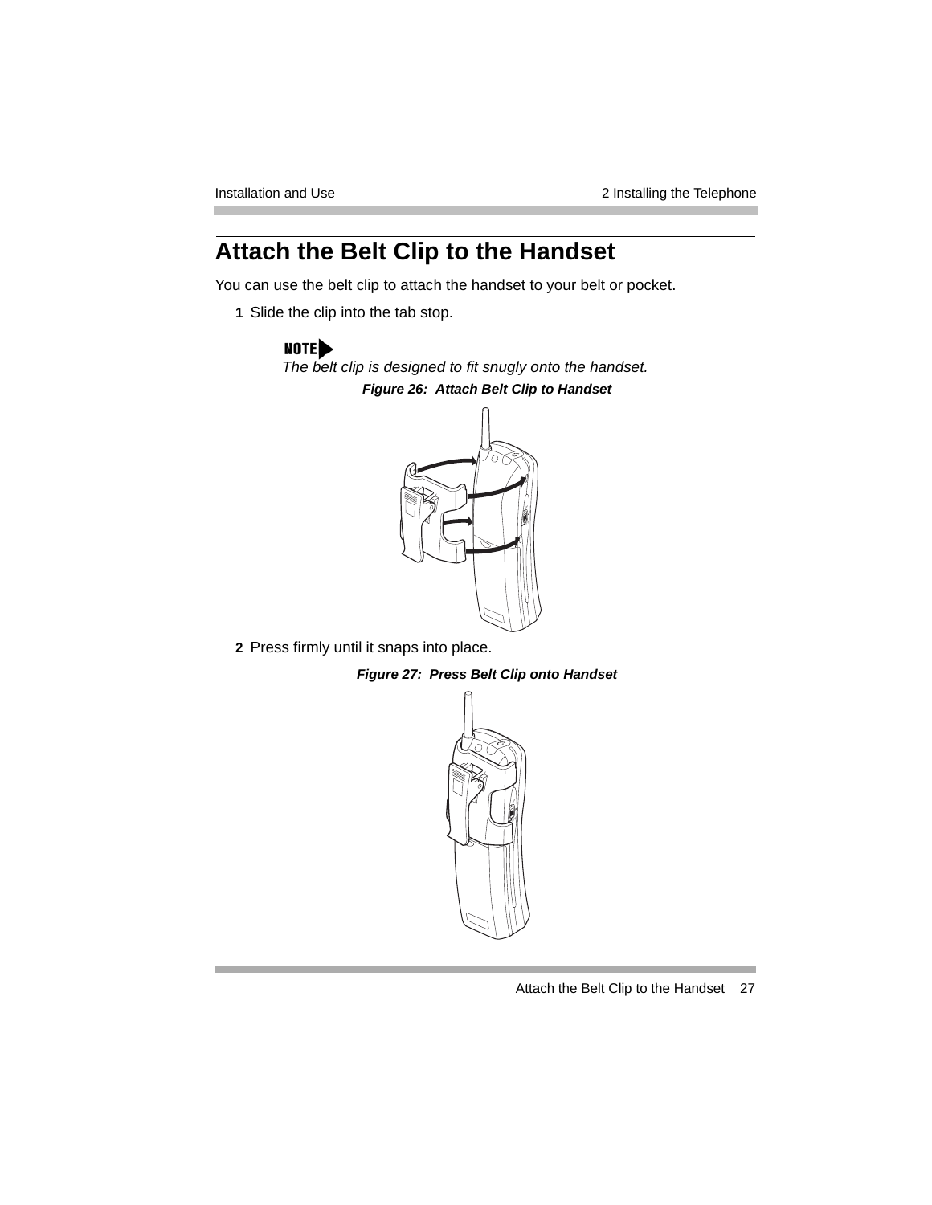## Attach the Belt Clip to the Handset

You can use the belt clip to attach the handset to your belt or pocket.

1 Slide the clip into the tab stop.

**NOTE**
*The belt clip is designed to fit snugly onto the handset.*

***Figure 26: Attach Belt Clip to Handset***

2 Press firmly until it snaps into place.

***Figure 27: Press Belt Clip onto Handset***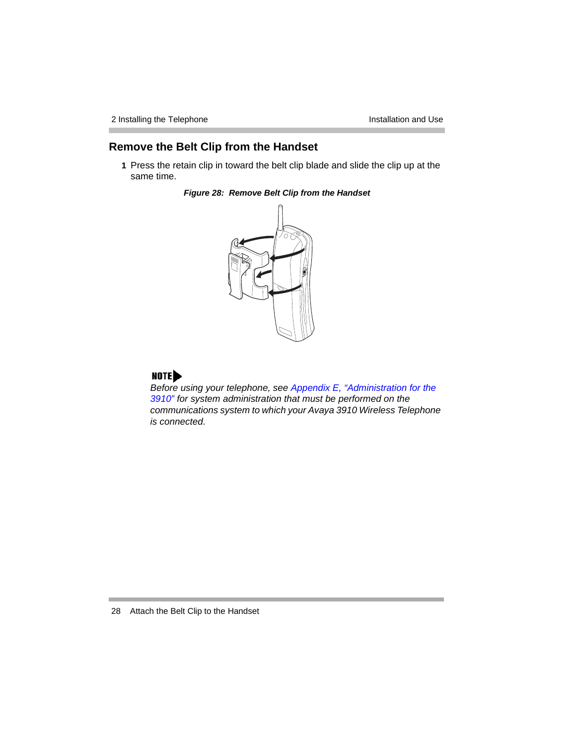## Remove the Belt Clip from the Handset

1 Press the retain clip in toward the belt clip blade and slide the clip up at the same time.

***Figure 28: Remove Belt Clip from the Handset***

**NOTE**

*Before using your telephone, see Appendix E, "Administration for the 3910" for system administration that must be performed on the communications system to which your Avaya 3910 Wireless Telephone is connected.*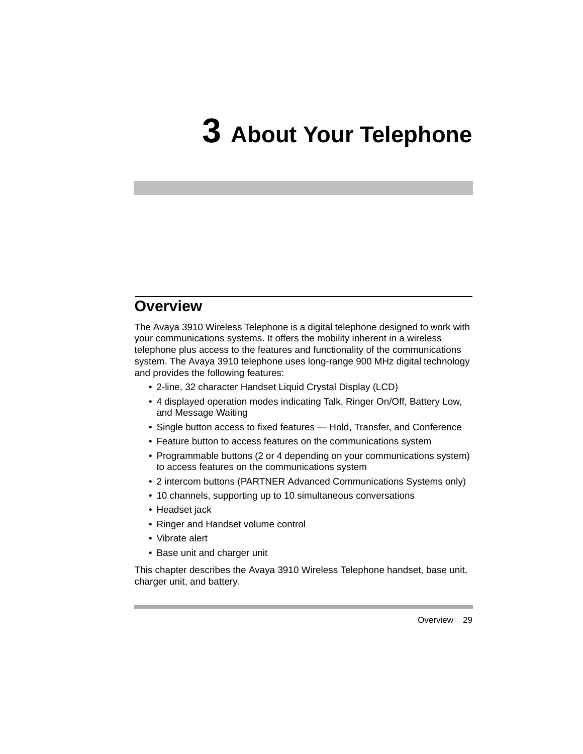# 3 About Your Telephone

## Overview

The Avaya 3910 Wireless Telephone is a digital telephone designed to work with your communications systems. It offers the mobility inherent in a wireless telephone plus access to the features and functionality of the communications system. The Avaya 3910 telephone uses long-range 900 MHz digital technology and provides the following features:

- 2-line, 32 character Handset Liquid Crystal Display (LCD)
- 4 displayed operation modes indicating Talk, Ringer On/Off, Battery Low, and Message Waiting
- Single button access to fixed features — Hold, Transfer, and Conference
- Feature button to access features on the communications system
- Programmable buttons (2 or 4 depending on your communications system) to access features on the communications system
- 2 intercom buttons (PARTNER Advanced Communications Systems only)
- 10 channels, supporting up to 10 simultaneous conversations
- Headset jack
- Ringer and Handset volume control
- Vibrate alert
- Base unit and charger unit

This chapter describes the Avaya 3910 Wireless Telephone handset, base unit, charger unit, and battery.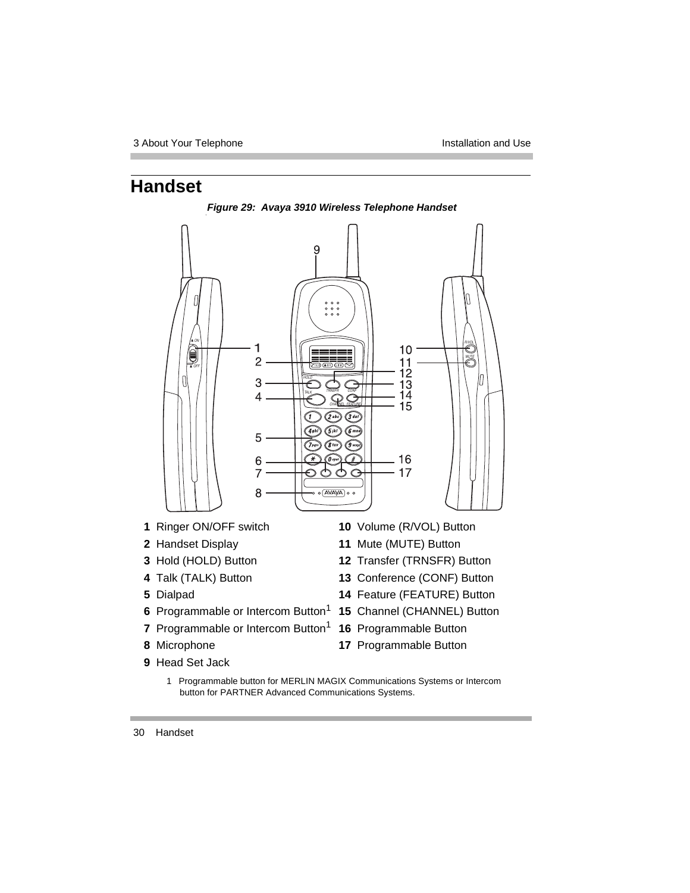# Handset

*Figure 29: Avaya 3910 Wireless Telephone Handset*

1 Ringer ON/OFF switch
2 Handset Display
3 Hold (HOLD) Button
4 Talk (TALK) Button
5 Dialpad
6 Programmable or Intercom Button[1]
7 Programmable or Intercom Button[1]
8 Microphone
9 Head Set Jack
10 Volume (R/VOL) Button
11 Mute (MUTE) Button
12 Transfer (TRNSFR) Button
13 Conference (CONF) Button
14 Feature (FEATURE) Button
15 Channel (CHANNEL) Button
16 Programmable Button
17 Programmable Button

1 Programmable button for MERLIN MAGIX Communications Systems or Intercom button for PARTNER Advanced Communications Systems.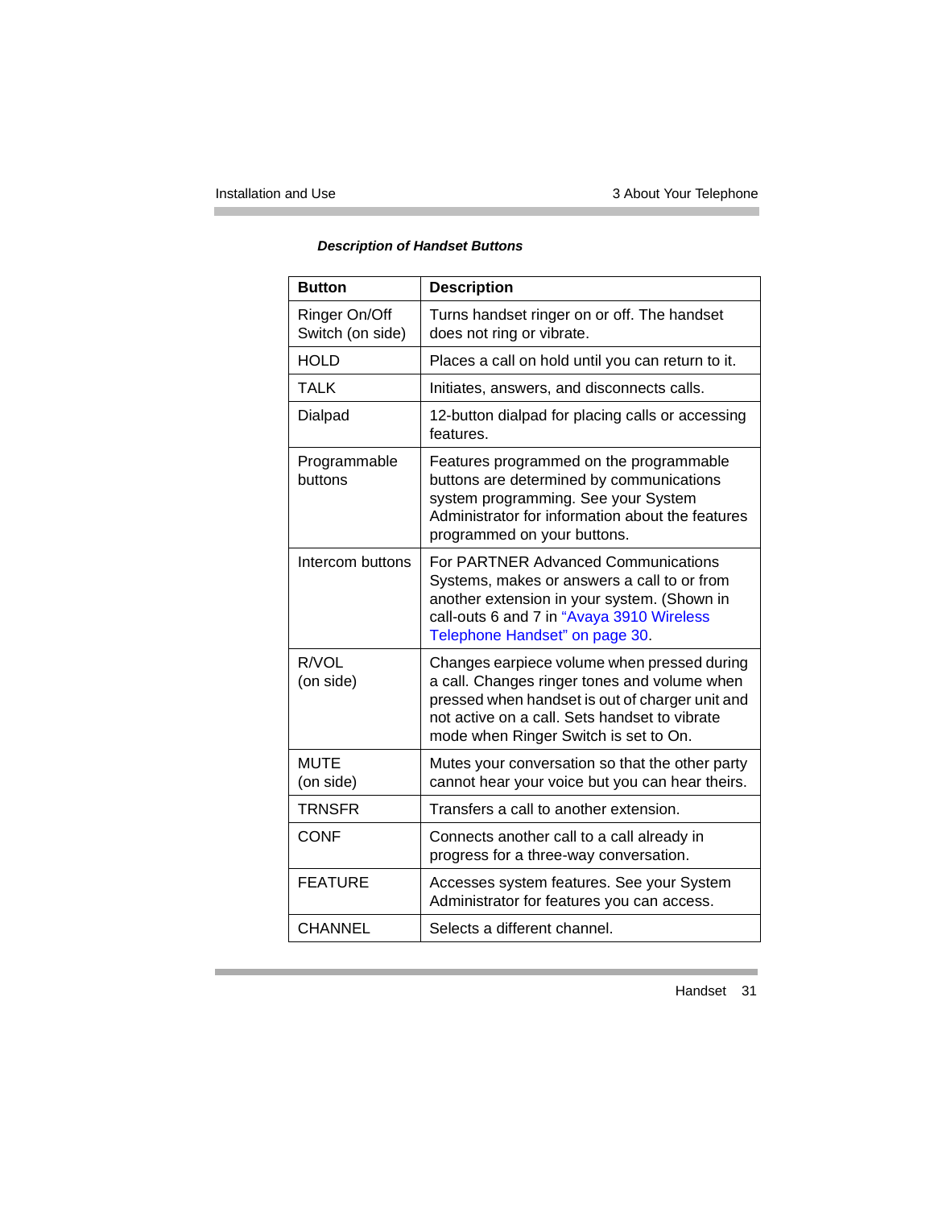***Description of Handset Buttons***

| Button | Description |
|---|---|
| Ringer On/Off Switch (on side) | Turns handset ringer on or off. The handset does not ring or vibrate. |
| HOLD | Places a call on hold until you can return to it. |
| TALK | Initiates, answers, and disconnects calls. |
| Dialpad | 12-button dialpad for placing calls or accessing features. |
| Programmable buttons | Features programmed on the programmable buttons are determined by communications system programming. See your System Administrator for information about the features programmed on your buttons. |
| Intercom buttons | For PARTNER Advanced Communications Systems, makes or answers a call to or from another extension in your system. (Shown in call-outs 6 and 7 in "Avaya 3910 Wireless Telephone Handset" on page 30. |
| R/VOL (on side) | Changes earpiece volume when pressed during a call. Changes ringer tones and volume when pressed when handset is out of charger unit and not active on a call. Sets handset to vibrate mode when Ringer Switch is set to On. |
| MUTE (on side) | Mutes your conversation so that the other party cannot hear your voice but you can hear theirs. |
| TRNSFR | Transfers a call to another extension. |
| CONF | Connects another call to a call already in progress for a three-way conversation. |
| FEATURE | Accesses system features. See your System Administrator for features you can access. |
| CHANNEL | Selects a different channel. |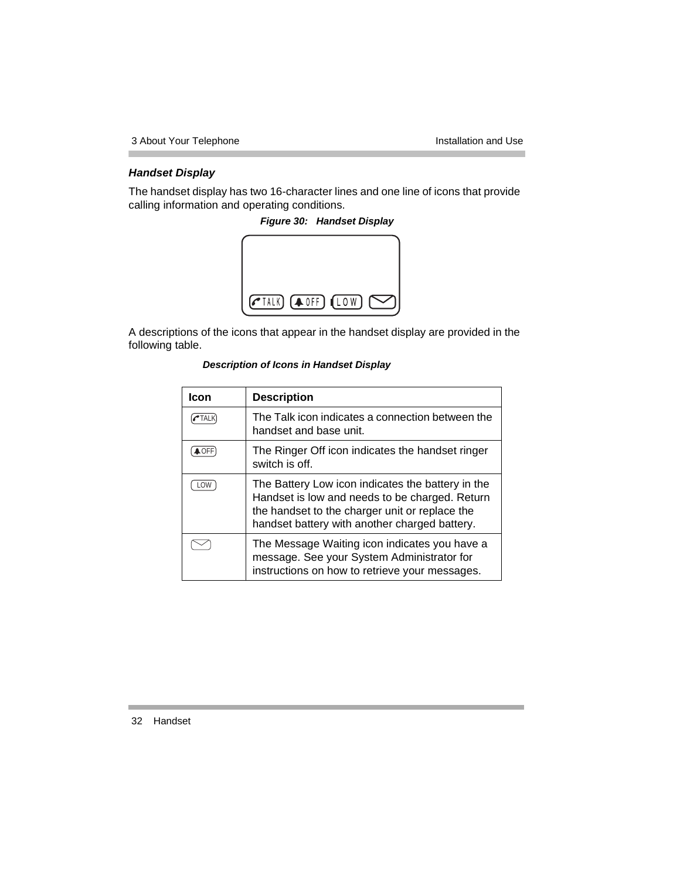### *Handset Display*

The handset display has two 16-character lines and one line of icons that provide calling information and operating conditions.

***Figure 30: Handset Display***

A descriptions of the icons that appear in the handset display are provided in the following table.

***Description of Icons in Handset Display***

| Icon | Description |
|---|---|
| TALK | The Talk icon indicates a connection between the handset and base unit. |
| OFF | The Ringer Off icon indicates the handset ringer switch is off. |
| LOW | The Battery Low icon indicates the battery in the Handset is low and needs to be charged. Return the handset to the charger unit or replace the handset battery with another charged battery. |
| ✉ | The Message Waiting icon indicates you have a message. See your System Administrator for instructions on how to retrieve your messages. |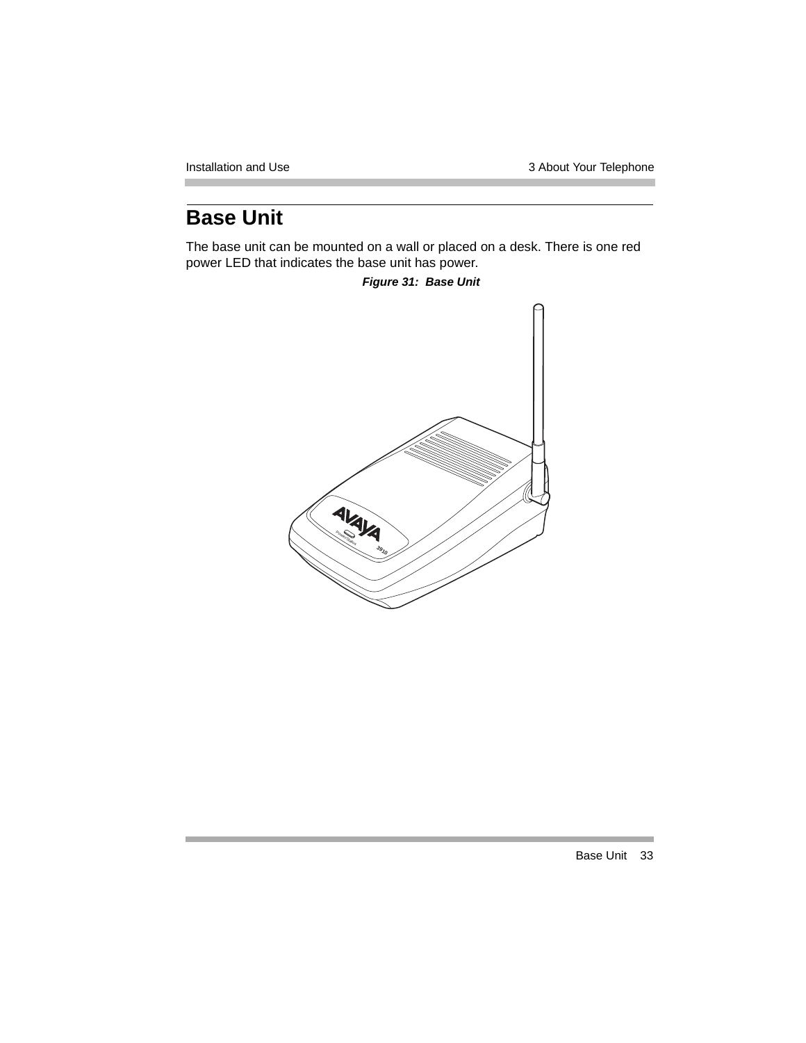# Base Unit

The base unit can be mounted on a wall or placed on a desk. There is one red power LED that indicates the base unit has power.

***Figure 31: Base Unit***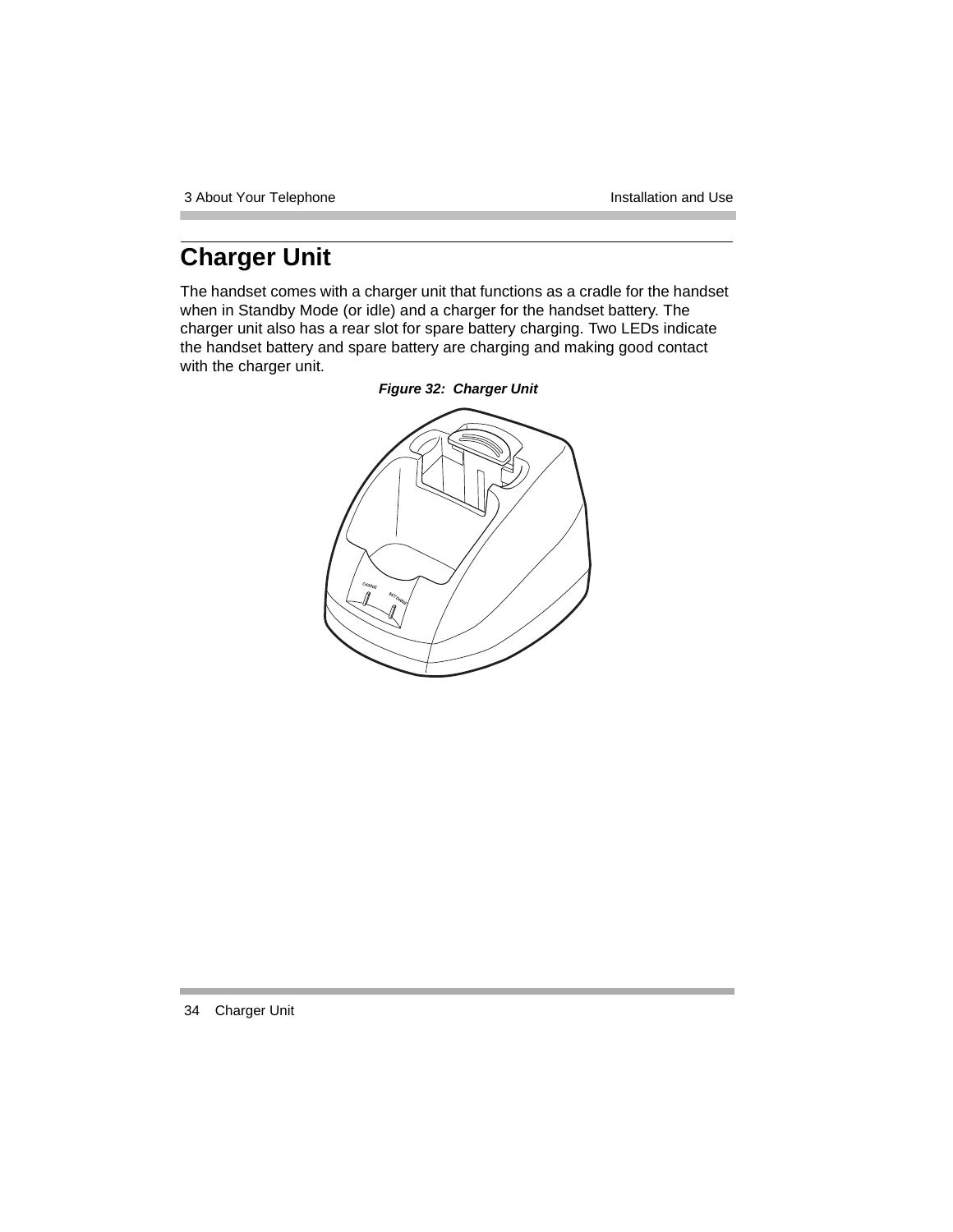## Charger Unit

The handset comes with a charger unit that functions as a cradle for the handset when in Standby Mode (or idle) and a charger for the handset battery. The charger unit also has a rear slot for spare battery charging. Two LEDs indicate the handset battery and spare battery are charging and making good contact with the charger unit.

***Figure 32: Charger Unit***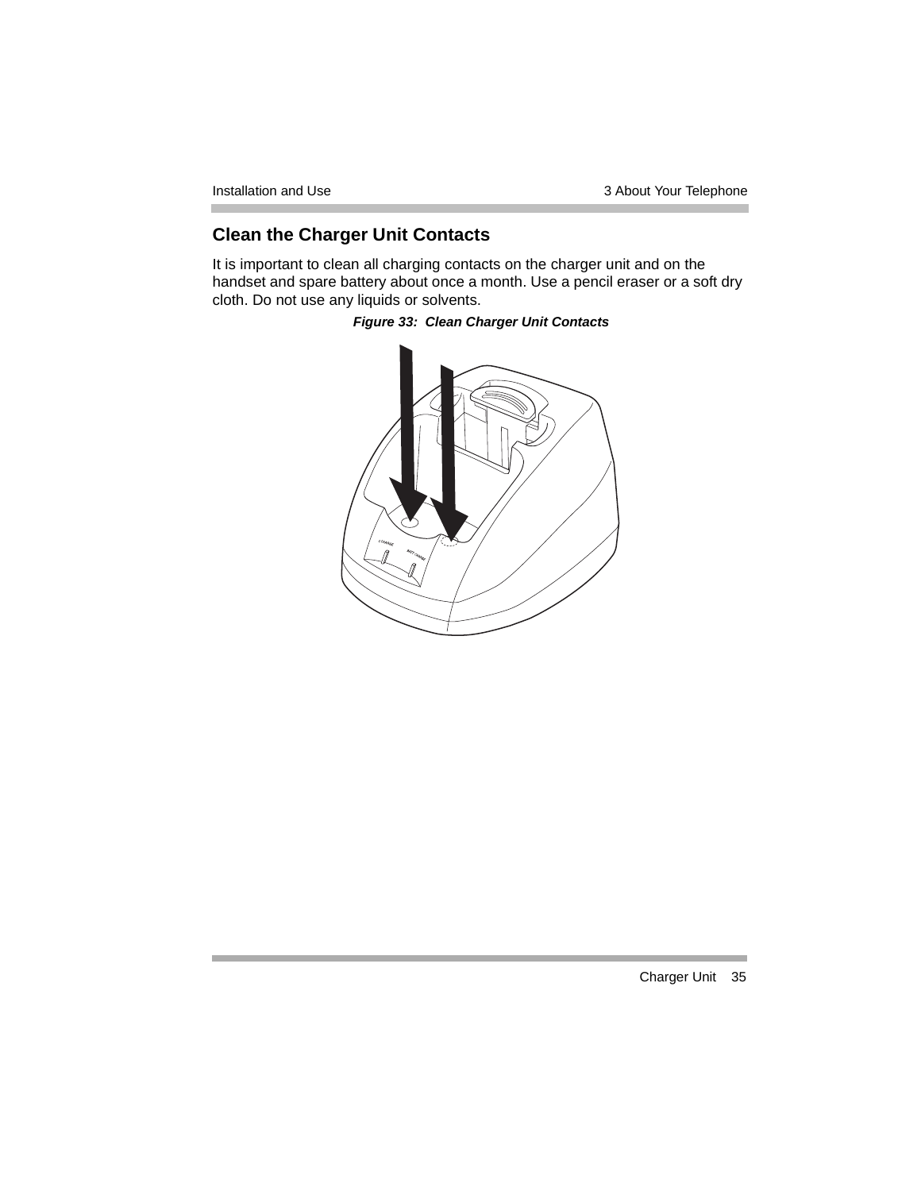## Clean the Charger Unit Contacts

It is important to clean all charging contacts on the charger unit and on the handset and spare battery about once a month. Use a pencil eraser or a soft dry cloth. Do not use any liquids or solvents.

***Figure 33: Clean Charger Unit Contacts***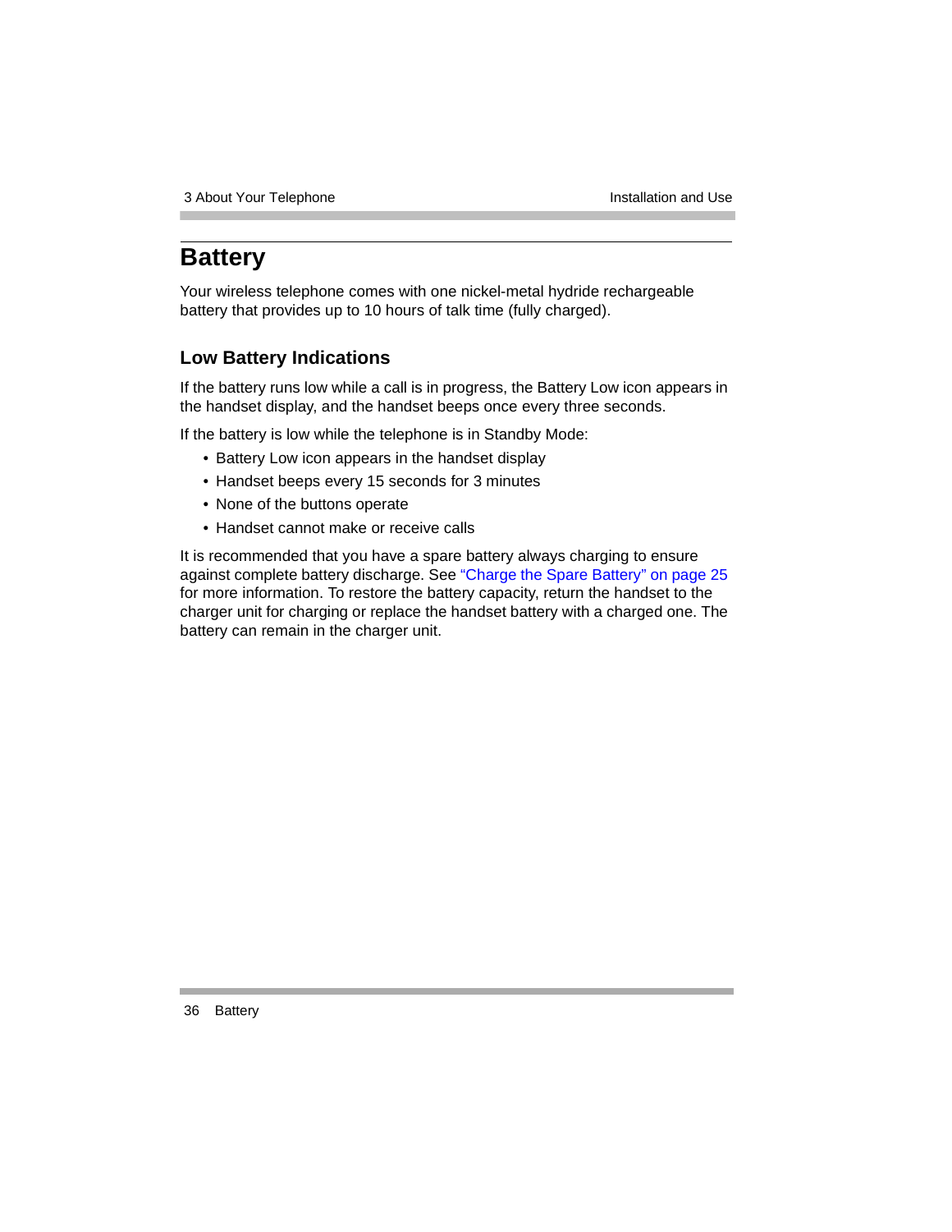# Battery

Your wireless telephone comes with one nickel-metal hydride rechargeable battery that provides up to 10 hours of talk time (fully charged).

## Low Battery Indications

If the battery runs low while a call is in progress, the Battery Low icon appears in the handset display, and the handset beeps once every three seconds.

If the battery is low while the telephone is in Standby Mode:

- Battery Low icon appears in the handset display
- Handset beeps every 15 seconds for 3 minutes
- None of the buttons operate
- Handset cannot make or receive calls

It is recommended that you have a spare battery always charging to ensure against complete battery discharge. See "Charge the Spare Battery" on page 25 for more information. To restore the battery capacity, return the handset to the charger unit for charging or replace the handset battery with a charged one. The battery can remain in the charger unit.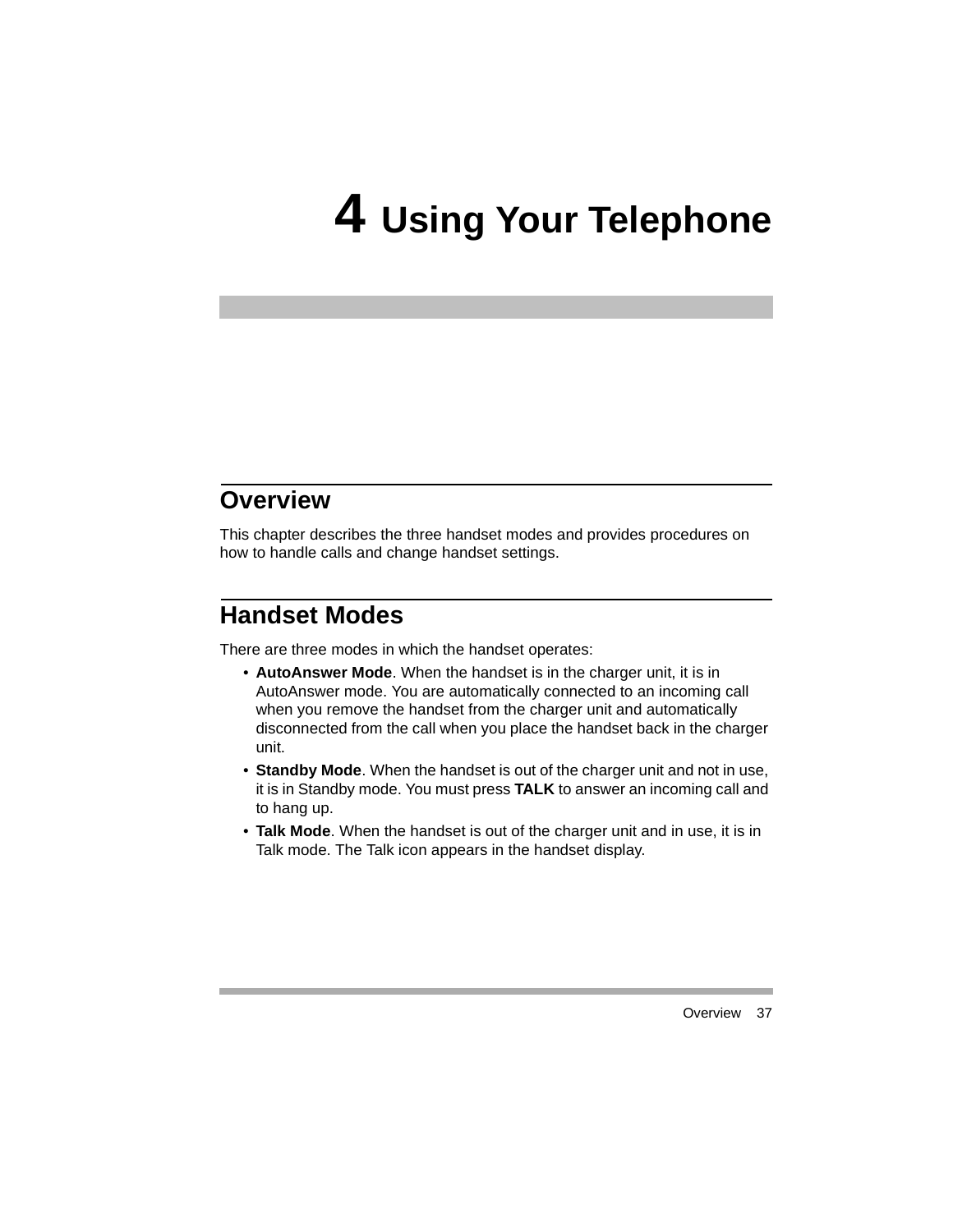# 4 Using Your Telephone

## Overview

This chapter describes the three handset modes and provides procedures on how to handle calls and change handset settings.

## Handset Modes

There are three modes in which the handset operates:

- **AutoAnswer Mode**. When the handset is in the charger unit, it is in AutoAnswer mode. You are automatically connected to an incoming call when you remove the handset from the charger unit and automatically disconnected from the call when you place the handset back in the charger unit.
- **Standby Mode**. When the handset is out of the charger unit and not in use, it is in Standby mode. You must press **TALK** to answer an incoming call and to hang up.
- **Talk Mode**. When the handset is out of the charger unit and in use, it is in Talk mode. The Talk icon appears in the handset display.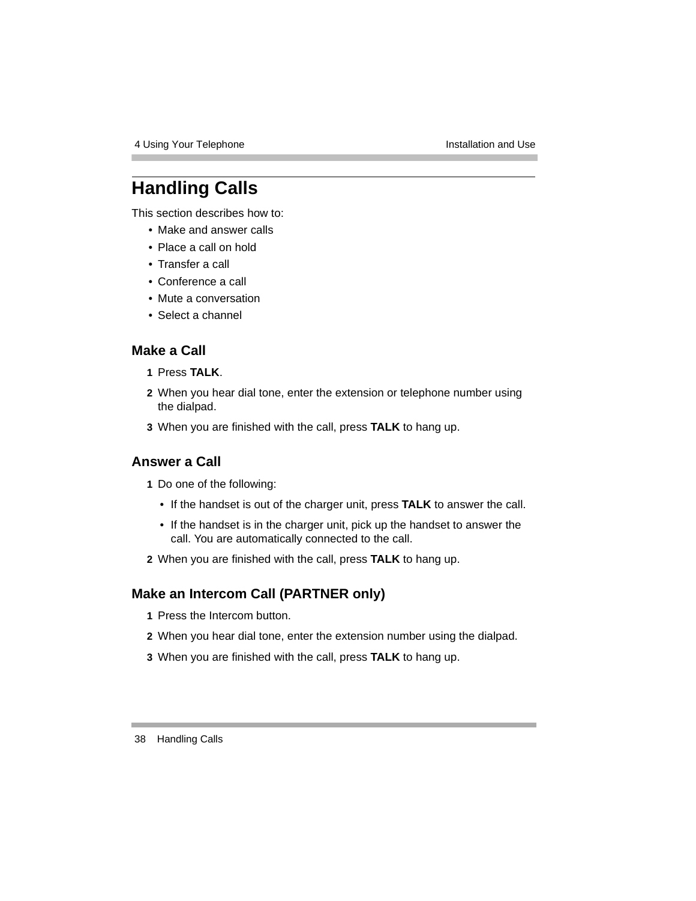# Handling Calls

This section describes how to:

- Make and answer calls
- Place a call on hold
- Transfer a call
- Conference a call
- Mute a conversation
- Select a channel

## Make a Call

1. Press **TALK**.
2. When you hear dial tone, enter the extension or telephone number using the dialpad.
3. When you are finished with the call, press **TALK** to hang up.

## Answer a Call

1. Do one of the following:
   - If the handset is out of the charger unit, press **TALK** to answer the call.
   - If the handset is in the charger unit, pick up the handset to answer the call. You are automatically connected to the call.
2. When you are finished with the call, press **TALK** to hang up.

## Make an Intercom Call (PARTNER only)

1. Press the Intercom button.
2. When you hear dial tone, enter the extension number using the dialpad.
3. When you are finished with the call, press **TALK** to hang up.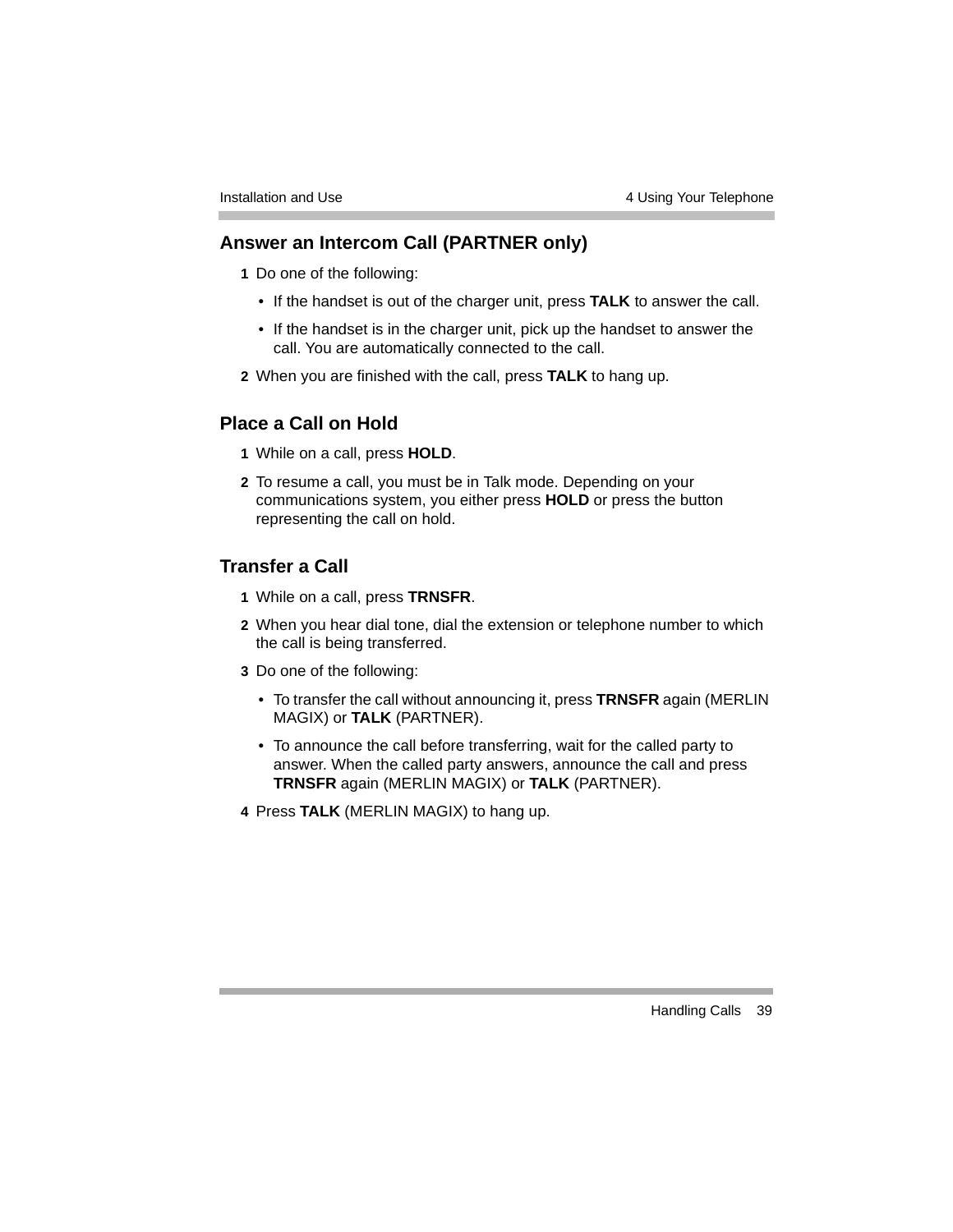## Answer an Intercom Call (PARTNER only)

1. Do one of the following:
   - If the handset is out of the charger unit, press **TALK** to answer the call.
   - If the handset is in the charger unit, pick up the handset to answer the call. You are automatically connected to the call.
2. When you are finished with the call, press **TALK** to hang up.

## Place a Call on Hold

1. While on a call, press **HOLD**.
2. To resume a call, you must be in Talk mode. Depending on your communications system, you either press **HOLD** or press the button representing the call on hold.

## Transfer a Call

1. While on a call, press **TRNSFR**.
2. When you hear dial tone, dial the extension or telephone number to which the call is being transferred.
3. Do one of the following:
   - To transfer the call without announcing it, press **TRNSFR** again (MERLIN MAGIX) or **TALK** (PARTNER).
   - To announce the call before transferring, wait for the called party to answer. When the called party answers, announce the call and press **TRNSFR** again (MERLIN MAGIX) or **TALK** (PARTNER).
4. Press **TALK** (MERLIN MAGIX) to hang up.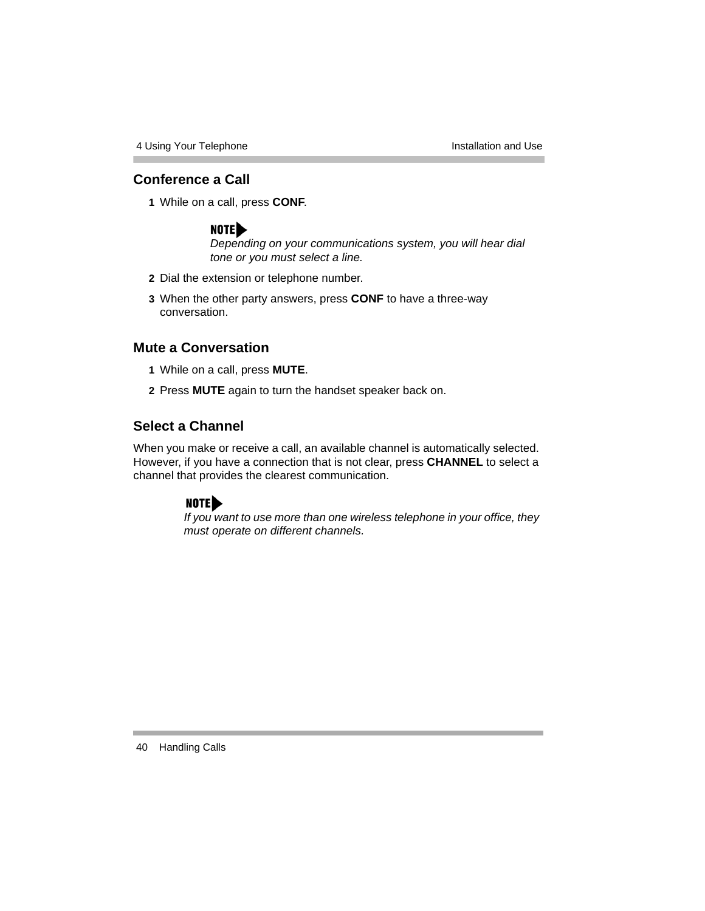## Conference a Call

1. While on a call, press **CONF**.

   **NOTE**
   *Depending on your communications system, you will hear dial tone or you must select a line.*

2. Dial the extension or telephone number.
3. When the other party answers, press **CONF** to have a three-way conversation.

## Mute a Conversation

1. While on a call, press **MUTE**.
2. Press **MUTE** again to turn the handset speaker back on.

## Select a Channel

When you make or receive a call, an available channel is automatically selected. However, if you have a connection that is not clear, press **CHANNEL** to select a channel that provides the clearest communication.

**NOTE**
*If you want to use more than one wireless telephone in your office, they must operate on different channels.*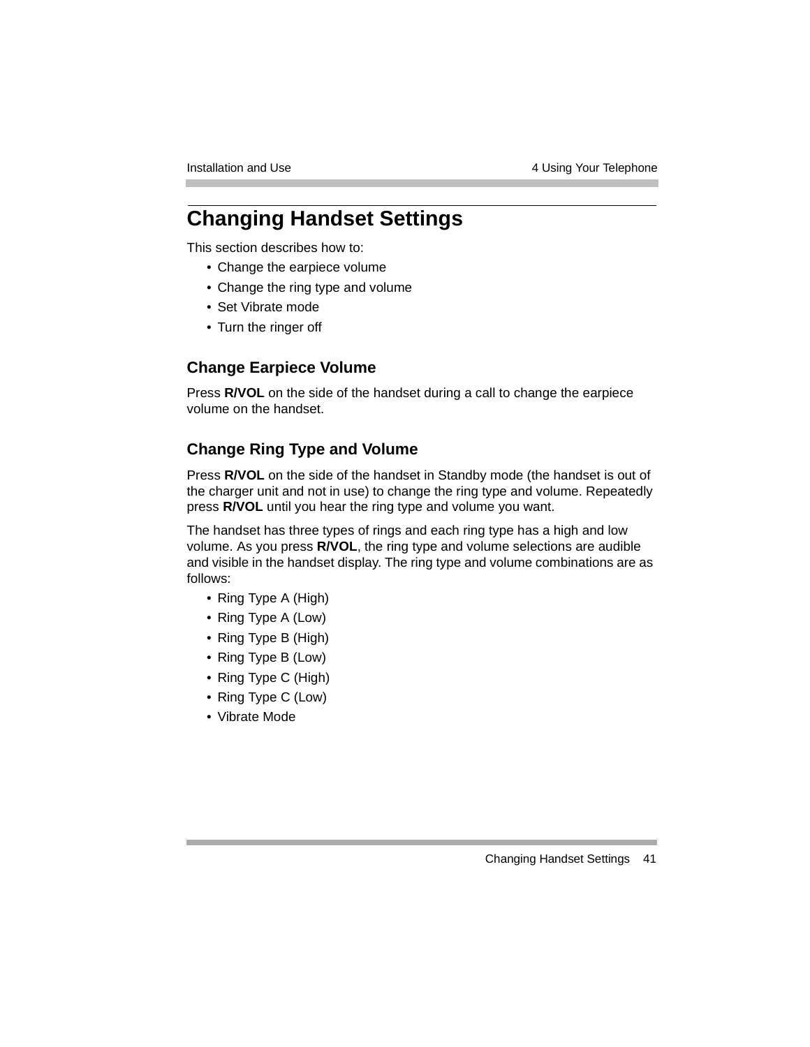# Changing Handset Settings

This section describes how to:

- Change the earpiece volume
- Change the ring type and volume
- Set Vibrate mode
- Turn the ringer off

## Change Earpiece Volume

Press **R/VOL** on the side of the handset during a call to change the earpiece volume on the handset.

## Change Ring Type and Volume

Press **R/VOL** on the side of the handset in Standby mode (the handset is out of the charger unit and not in use) to change the ring type and volume. Repeatedly press **R/VOL** until you hear the ring type and volume you want.

The handset has three types of rings and each ring type has a high and low volume. As you press **R/VOL**, the ring type and volume selections are audible and visible in the handset display. The ring type and volume combinations are as follows:

- Ring Type A (High)
- Ring Type A (Low)
- Ring Type B (High)
- Ring Type B (Low)
- Ring Type C (High)
- Ring Type C (Low)
- Vibrate Mode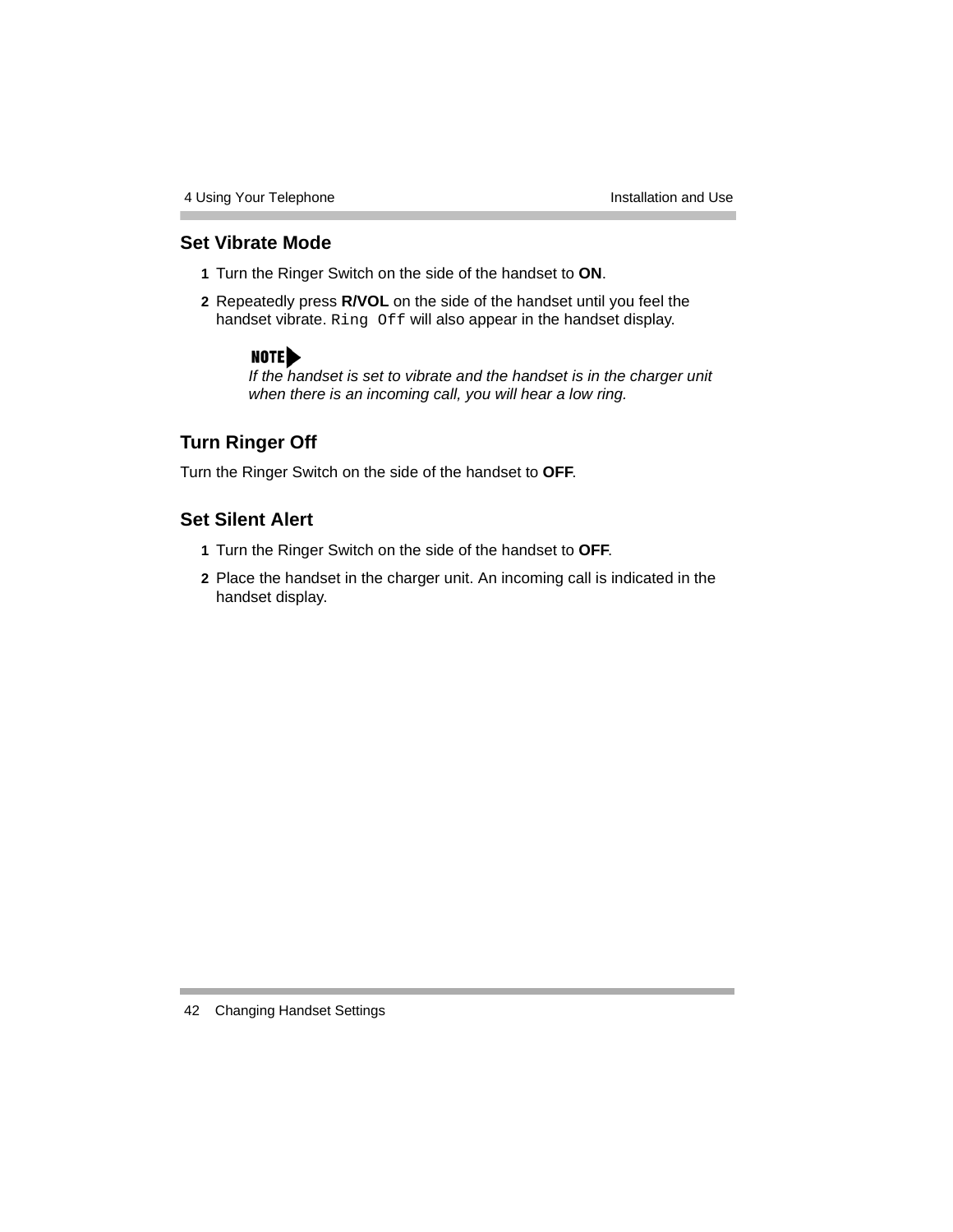## Set Vibrate Mode

1. Turn the Ringer Switch on the side of the handset to **ON**.
2. Repeatedly press **R/VOL** on the side of the handset until you feel the handset vibrate. `Ring Off` will also appear in the handset display.

   **NOTE**
   *If the handset is set to vibrate and the handset is in the charger unit when there is an incoming call, you will hear a low ring.*

## Turn Ringer Off

Turn the Ringer Switch on the side of the handset to **OFF**.

## Set Silent Alert

1. Turn the Ringer Switch on the side of the handset to **OFF**.
2. Place the handset in the charger unit. An incoming call is indicated in the handset display.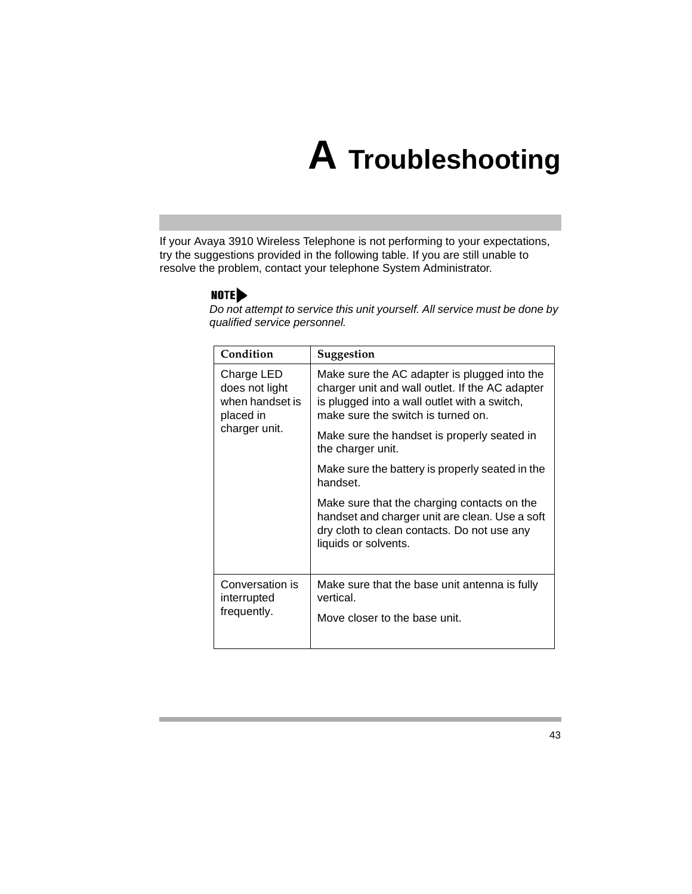# A Troubleshooting

If your Avaya 3910 Wireless Telephone is not performing to your expectations, try the suggestions provided in the following table. If you are still unable to resolve the problem, contact your telephone System Administrator.

**NOTE**

*Do not attempt to service this unit yourself. All service must be done by qualified service personnel.*

| Condition | Suggestion |
|---|---|
| Charge LED does not light when handset is placed in charger unit. | Make sure the AC adapter is plugged into the charger unit and wall outlet. If the AC adapter is plugged into a wall outlet with a switch, make sure the switch is turned on.<br><br>Make sure the handset is properly seated in the charger unit.<br><br>Make sure the battery is properly seated in the handset.<br><br>Make sure that the charging contacts on the handset and charger unit are clean. Use a soft dry cloth to clean contacts. Do not use any liquids or solvents. |
| Conversation is interrupted frequently. | Make sure that the base unit antenna is fully vertical.<br><br>Move closer to the base unit. |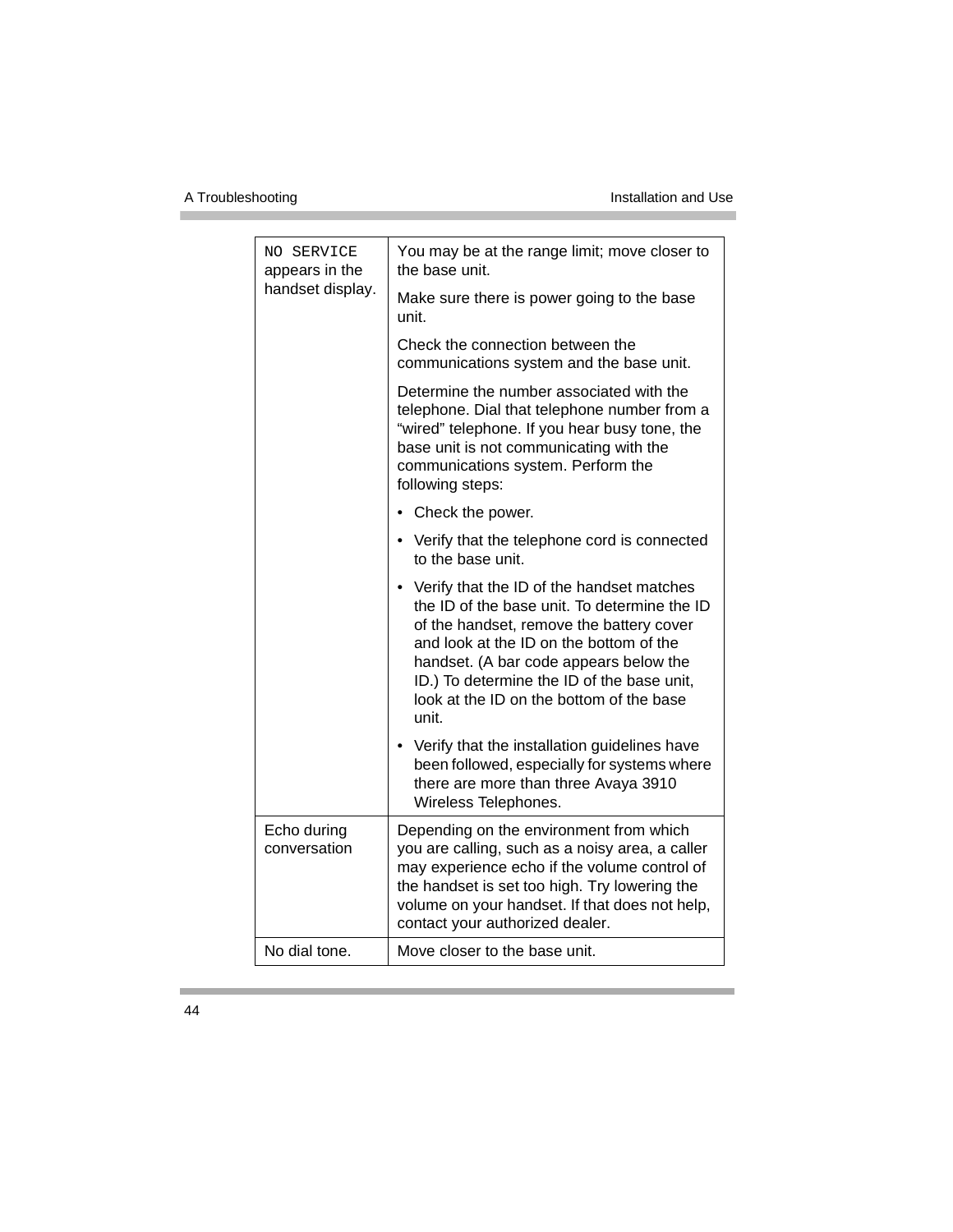| | |
|---|---|
| `NO SERVICE` appears in the handset display. | You may be at the range limit; move closer to the base unit.<br><br>Make sure there is power going to the base unit.<br><br>Check the connection between the communications system and the base unit.<br><br>Determine the number associated with the telephone. Dial that telephone number from a “wired” telephone. If you hear busy tone, the base unit is not communicating with the communications system. Perform the following steps:<br><br>• Check the power.<br><br>• Verify that the telephone cord is connected to the base unit.<br><br>• Verify that the ID of the handset matches the ID of the base unit. To determine the ID of the handset, remove the battery cover and look at the ID on the bottom of the handset. (A bar code appears below the ID.) To determine the ID of the base unit, look at the ID on the bottom of the base unit.<br><br>• Verify that the installation guidelines have been followed, especially for systems where there are more than three Avaya 3910 Wireless Telephones. |
| Echo during conversation | Depending on the environment from which you are calling, such as a noisy area, a caller may experience echo if the volume control of the handset is set too high. Try lowering the volume on your handset. If that does not help, contact your authorized dealer. |
| No dial tone. | Move closer to the base unit. |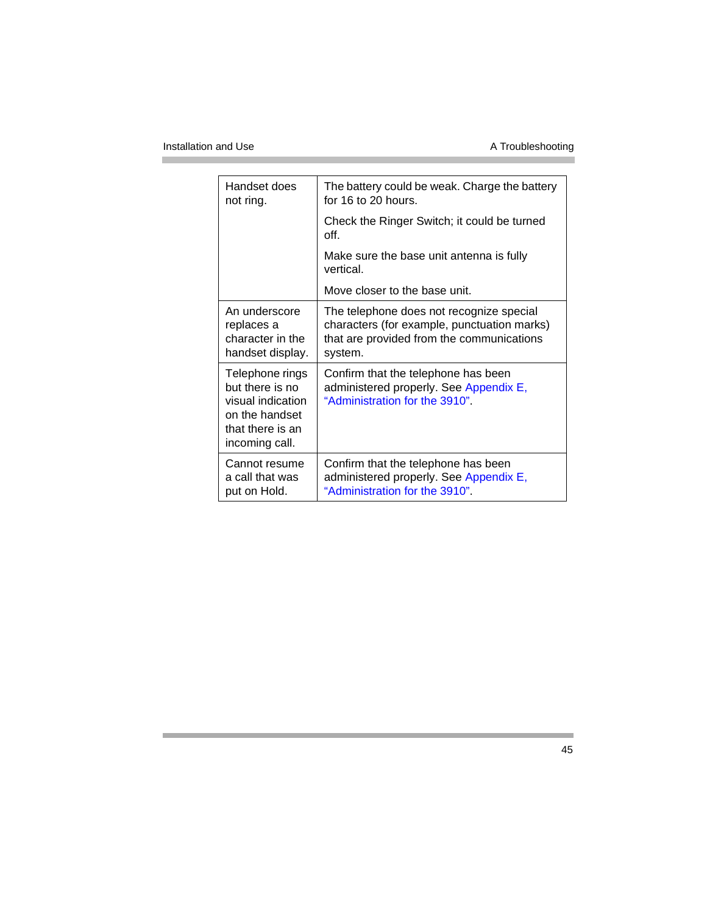| | |
|---|---|
| Handset does not ring. | The battery could be weak. Charge the battery for 16 to 20 hours.<br><br>Check the Ringer Switch; it could be turned off.<br><br>Make sure the base unit antenna is fully vertical.<br><br>Move closer to the base unit. |
| An underscore replaces a character in the handset display. | The telephone does not recognize special characters (for example, punctuation marks) that are provided from the communications system. |
| Telephone rings but there is no visual indication on the handset that there is an incoming call. | Confirm that the telephone has been administered properly. See Appendix E, "Administration for the 3910". |
| Cannot resume a call that was put on Hold. | Confirm that the telephone has been administered properly. See Appendix E, "Administration for the 3910". |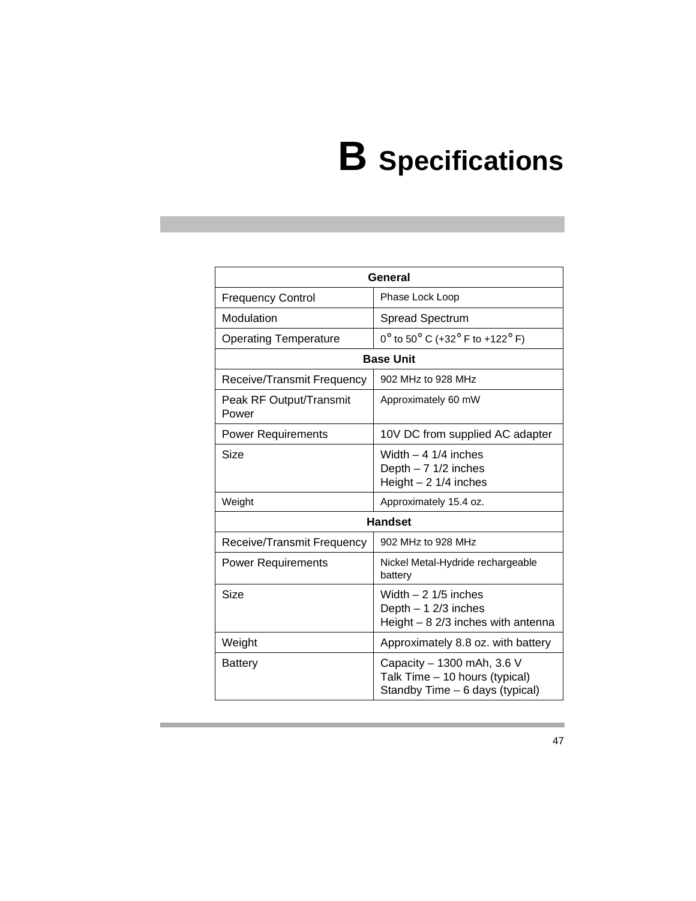# B Specifications

| General | |
|---|---|
| Frequency Control | Phase Lock Loop |
| Modulation | Spread Spectrum |
| Operating Temperature | 0° to 50° C (+32° F to +122° F) |
| **Base Unit** | |
| Receive/Transmit Frequency | 902 MHz to 928 MHz |
| Peak RF Output/Transmit Power | Approximately 60 mW |
| Power Requirements | 10V DC from supplied AC adapter |
| Size | Width – 4 1/4 inches<br>Depth – 7 1/2 inches<br>Height – 2 1/4 inches |
| Weight | Approximately 15.4 oz. |
| **Handset** | |
| Receive/Transmit Frequency | 902 MHz to 928 MHz |
| Power Requirements | Nickel Metal-Hydride rechargeable battery |
| Size | Width – 2 1/5 inches<br>Depth – 1 2/3 inches<br>Height – 8 2/3 inches with antenna |
| Weight | Approximately 8.8 oz. with battery |
| Battery | Capacity – 1300 mAh, 3.6 V<br>Talk Time – 10 hours (typical)<br>Standby Time – 6 days (typical) |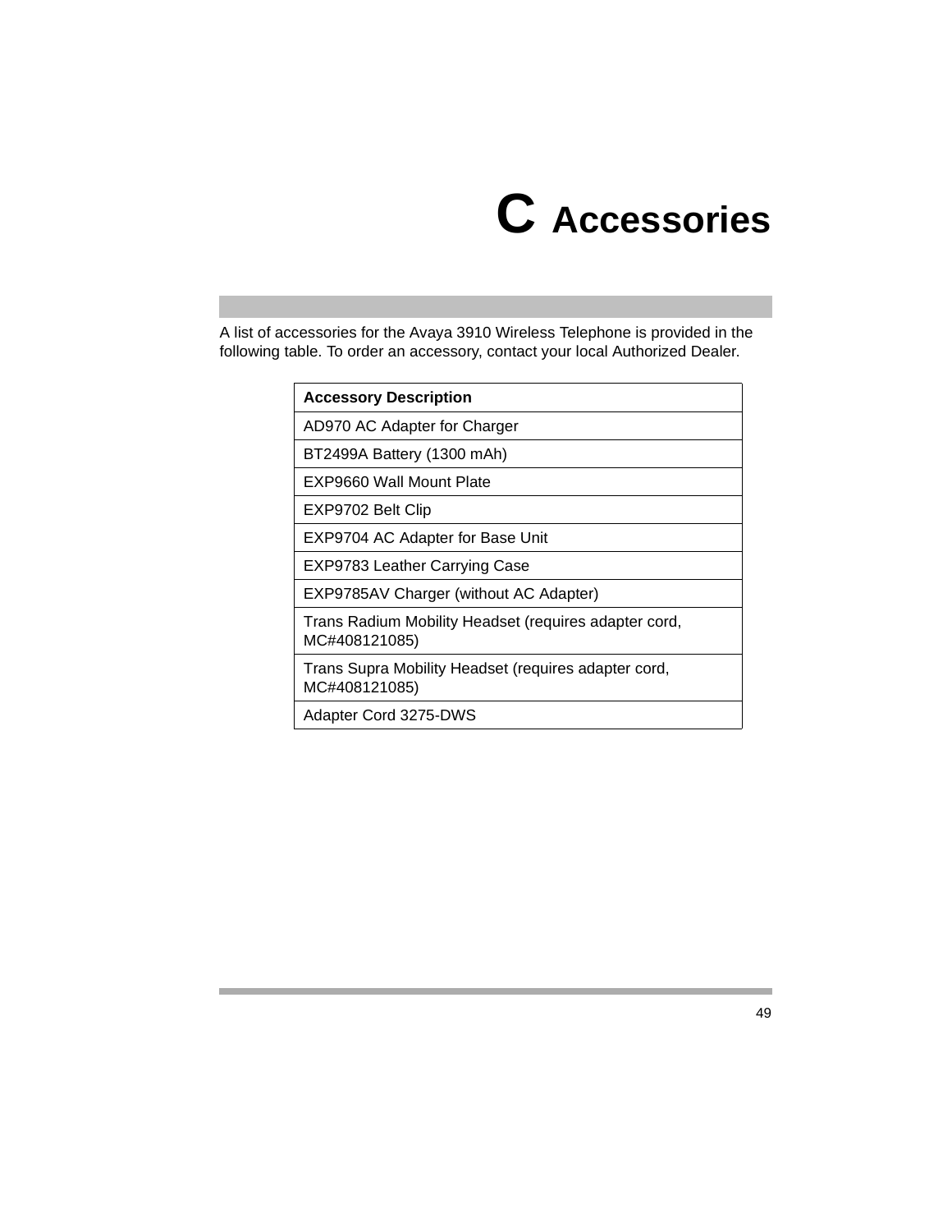# C Accessories

A list of accessories for the Avaya 3910 Wireless Telephone is provided in the following table. To order an accessory, contact your local Authorized Dealer.

| Accessory Description |
|---|
| AD970 AC Adapter for Charger |
| BT2499A Battery (1300 mAh) |
| EXP9660 Wall Mount Plate |
| EXP9702 Belt Clip |
| EXP9704 AC Adapter for Base Unit |
| EXP9783 Leather Carrying Case |
| EXP9785AV Charger (without AC Adapter) |
| Trans Radium Mobility Headset (requires adapter cord, MC#408121085) |
| Trans Supra Mobility Headset (requires adapter cord, MC#408121085) |
| Adapter Cord 3275-DWS |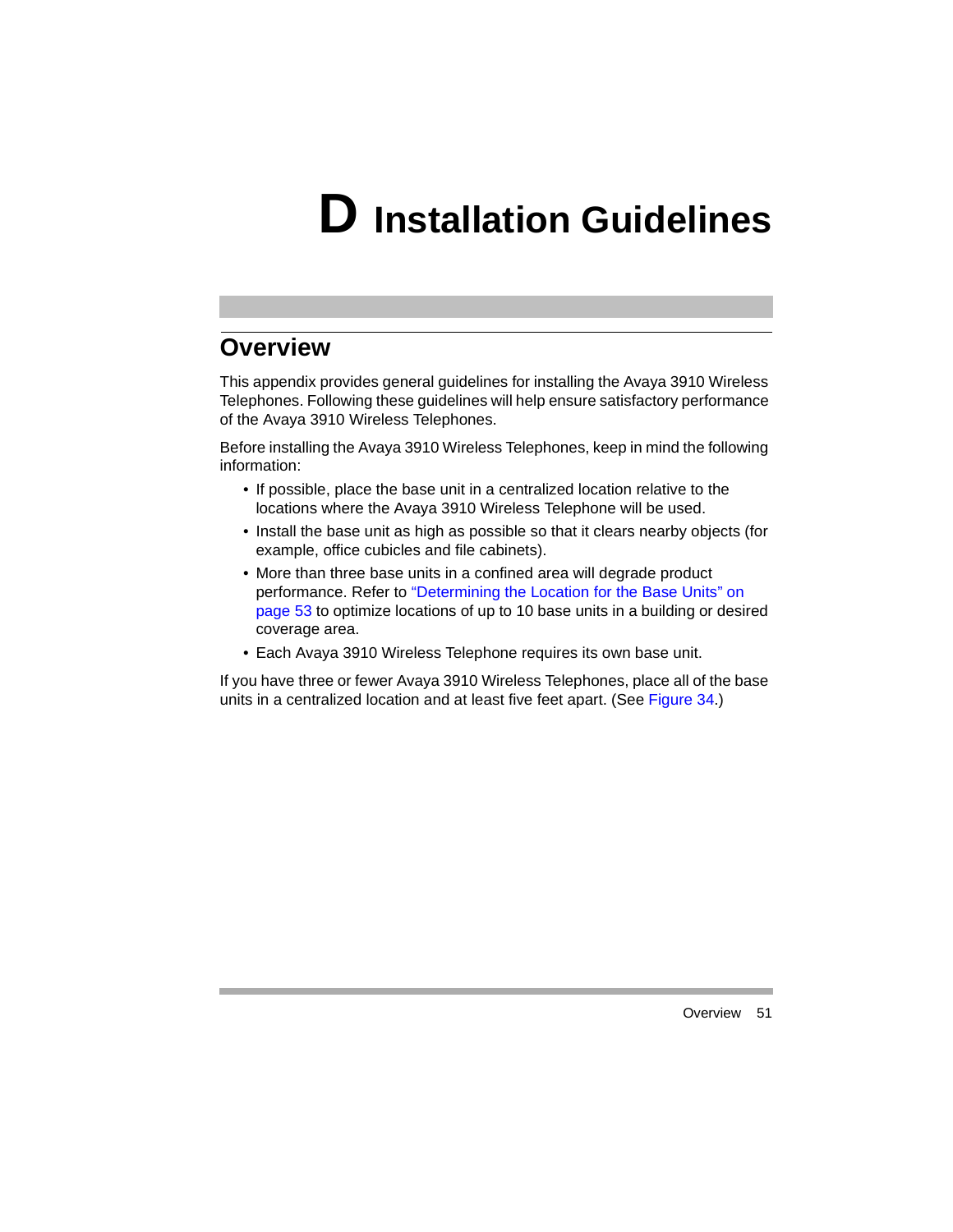# D Installation Guidelines

## Overview

This appendix provides general guidelines for installing the Avaya 3910 Wireless Telephones. Following these guidelines will help ensure satisfactory performance of the Avaya 3910 Wireless Telephones.

Before installing the Avaya 3910 Wireless Telephones, keep in mind the following information:

- If possible, place the base unit in a centralized location relative to the locations where the Avaya 3910 Wireless Telephone will be used.
- Install the base unit as high as possible so that it clears nearby objects (for example, office cubicles and file cabinets).
- More than three base units in a confined area will degrade product performance. Refer to "Determining the Location for the Base Units" on page 53 to optimize locations of up to 10 base units in a building or desired coverage area.
- Each Avaya 3910 Wireless Telephone requires its own base unit.

If you have three or fewer Avaya 3910 Wireless Telephones, place all of the base units in a centralized location and at least five feet apart. (See Figure 34.)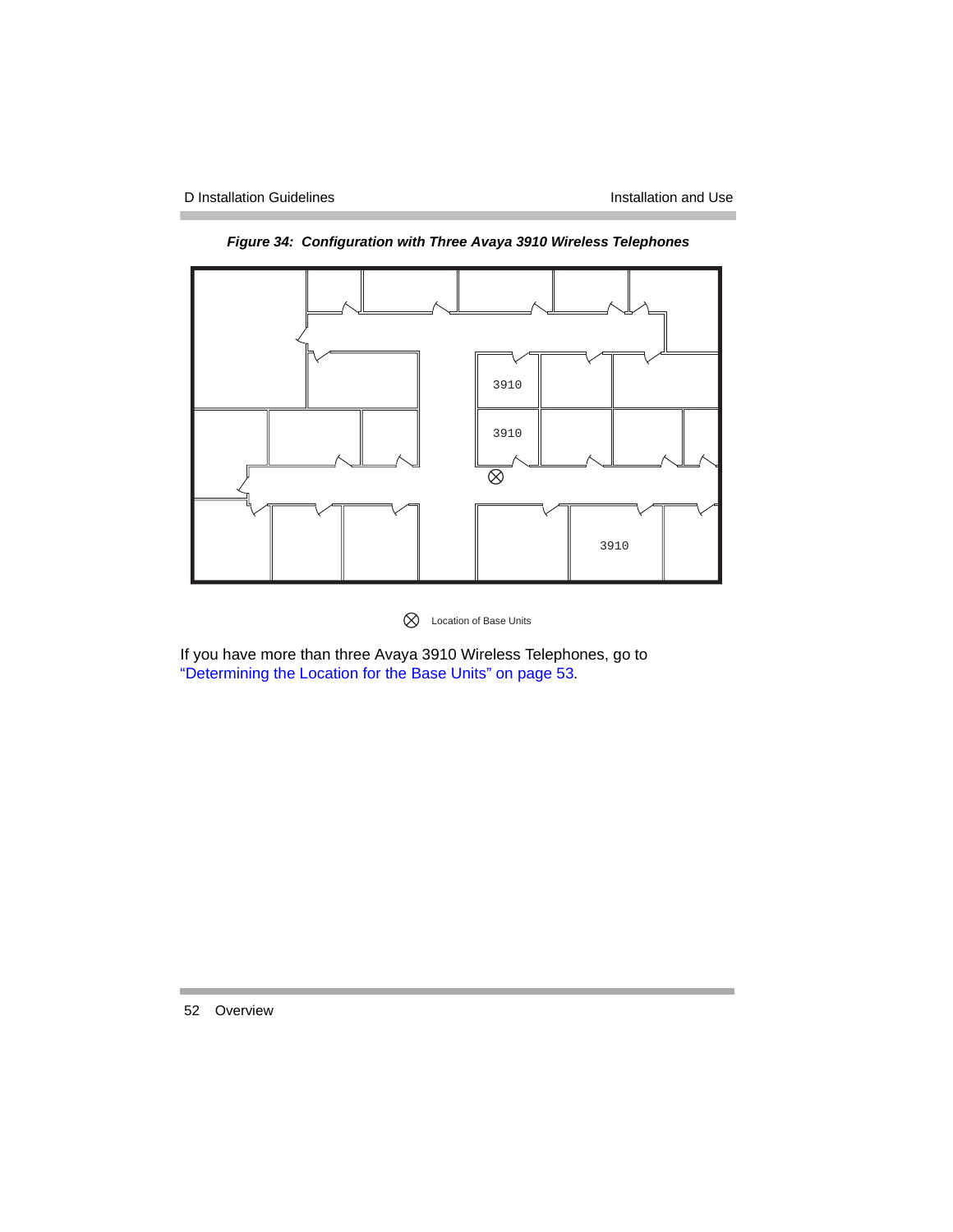***Figure 34: Configuration with Three Avaya 3910 Wireless Telephones***

3910

3910

3910

⊗ Location of Base Units

If you have more than three Avaya 3910 Wireless Telephones, go to "Determining the Location for the Base Units" on page 53.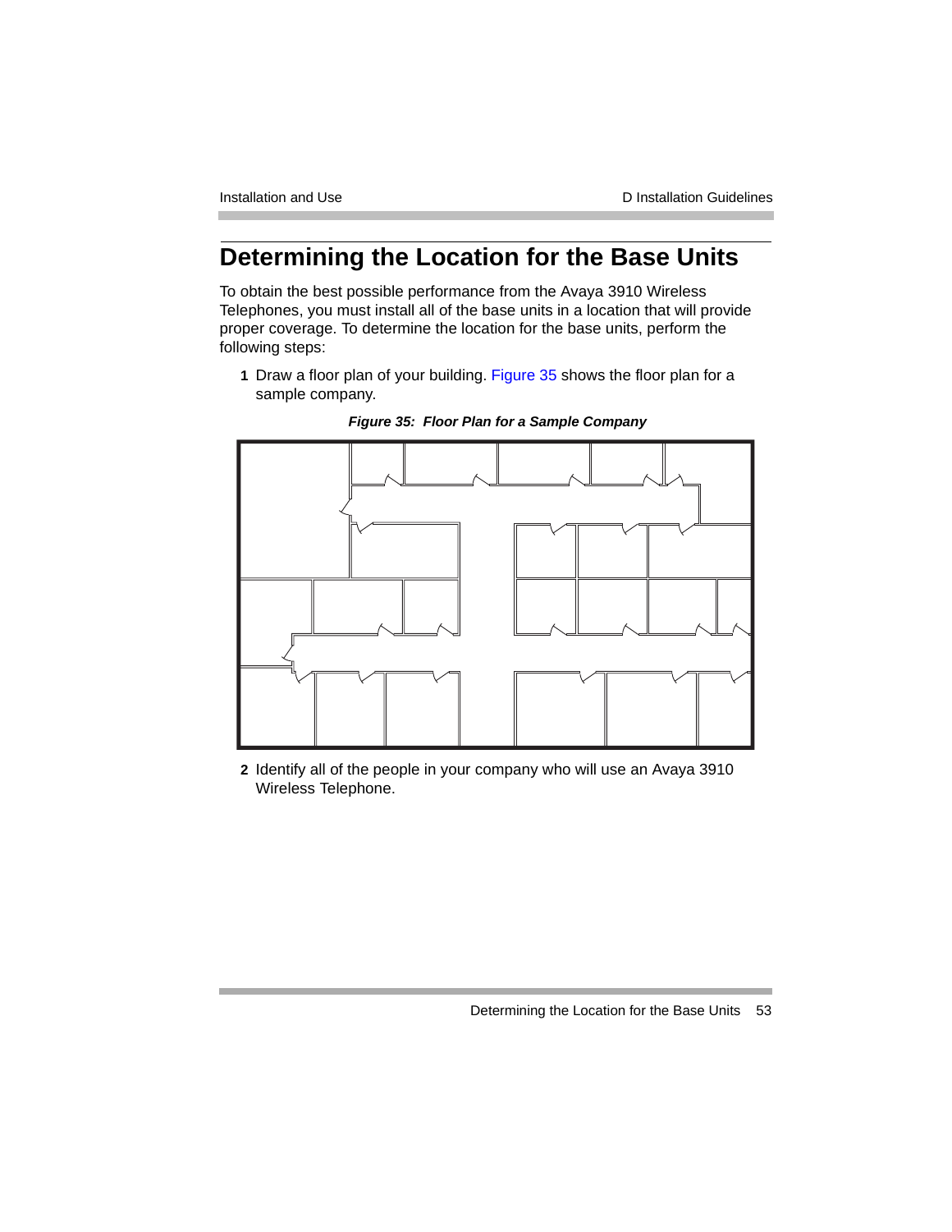# Determining the Location for the Base Units

To obtain the best possible performance from the Avaya 3910 Wireless Telephones, you must install all of the base units in a location that will provide proper coverage. To determine the location for the base units, perform the following steps:

1. Draw a floor plan of your building. Figure 35 shows the floor plan for a sample company.

   ***Figure 35: Floor Plan for a Sample Company***

2. Identify all of the people in your company who will use an Avaya 3910 Wireless Telephone.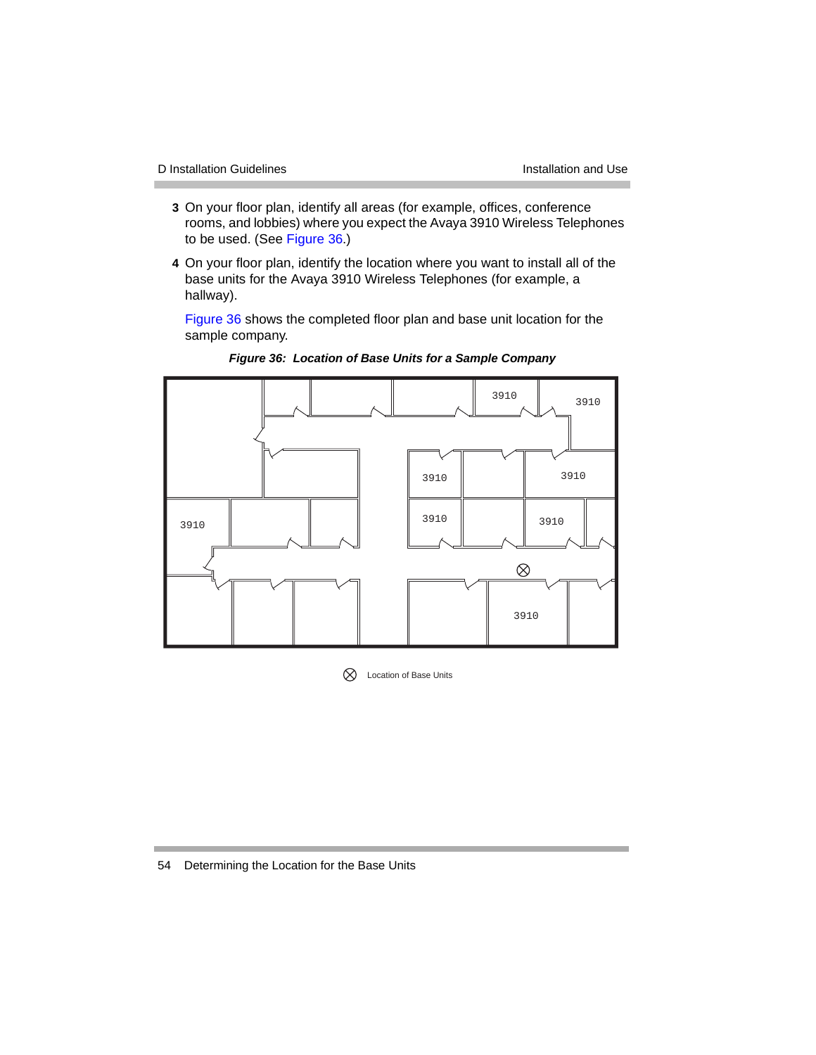3. On your floor plan, identify all areas (for example, offices, conference rooms, and lobbies) where you expect the Avaya 3910 Wireless Telephones to be used. (See Figure 36.)

4. On your floor plan, identify the location where you want to install all of the base units for the Avaya 3910 Wireless Telephones (for example, a hallway).

   Figure 36 shows the completed floor plan and base unit location for the sample company.

***Figure 36: Location of Base Units for a Sample Company***

3910 3910 3910 3910 3910 3910 3910 3910 3910

⊗ Location of Base Units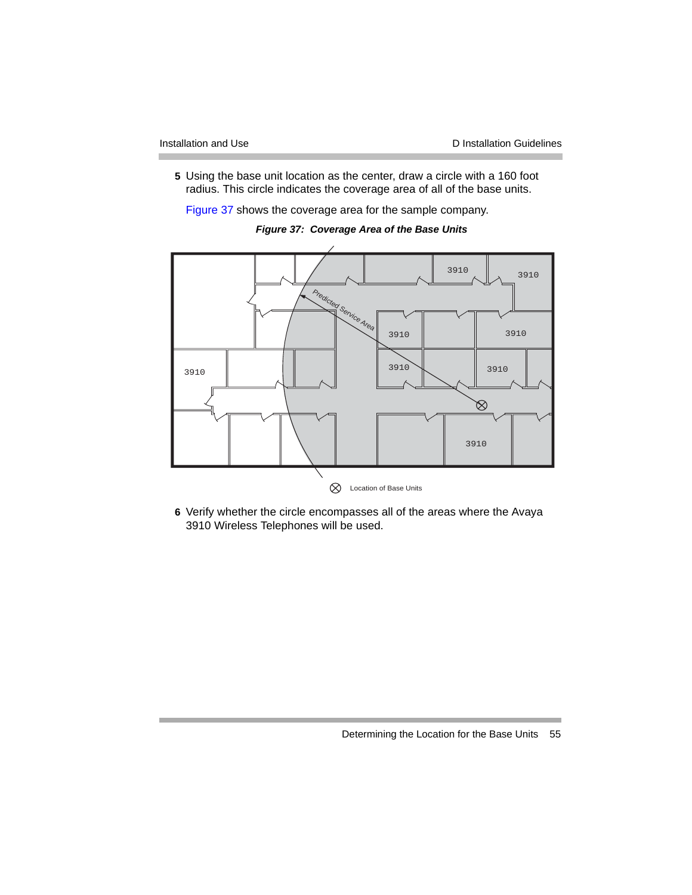5 Using the base unit location as the center, draw a circle with a 160 foot radius. This circle indicates the coverage area of all of the base units.

Figure 37 shows the coverage area for the sample company.

***Figure 37: Coverage Area of the Base Units***

6 Verify whether the circle encompasses all of the areas where the Avaya 3910 Wireless Telephones will be used.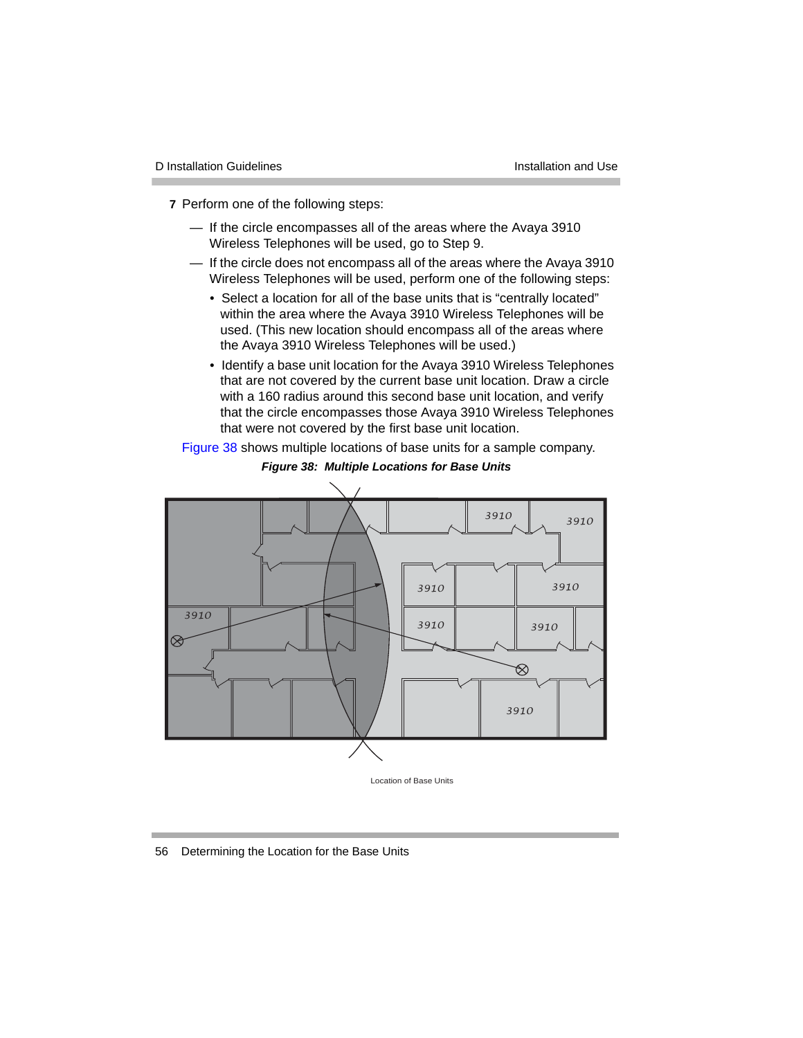**7** Perform one of the following steps:

- — If the circle encompasses all of the areas where the Avaya 3910 Wireless Telephones will be used, go to Step 9.
- — If the circle does not encompass all of the areas where the Avaya 3910 Wireless Telephones will be used, perform one of the following steps:
  - Select a location for all of the base units that is "centrally located" within the area where the Avaya 3910 Wireless Telephones will be used. (This new location should encompass all of the areas where the Avaya 3910 Wireless Telephones will be used.)
  - Identify a base unit location for the Avaya 3910 Wireless Telephones that are not covered by the current base unit location. Draw a circle with a 160 radius around this second base unit location, and verify that the circle encompasses those Avaya 3910 Wireless Telephones that were not covered by the first base unit location.

Figure 38 shows multiple locations of base units for a sample company.

***Figure 38: Multiple Locations for Base Units***

Location of Base Units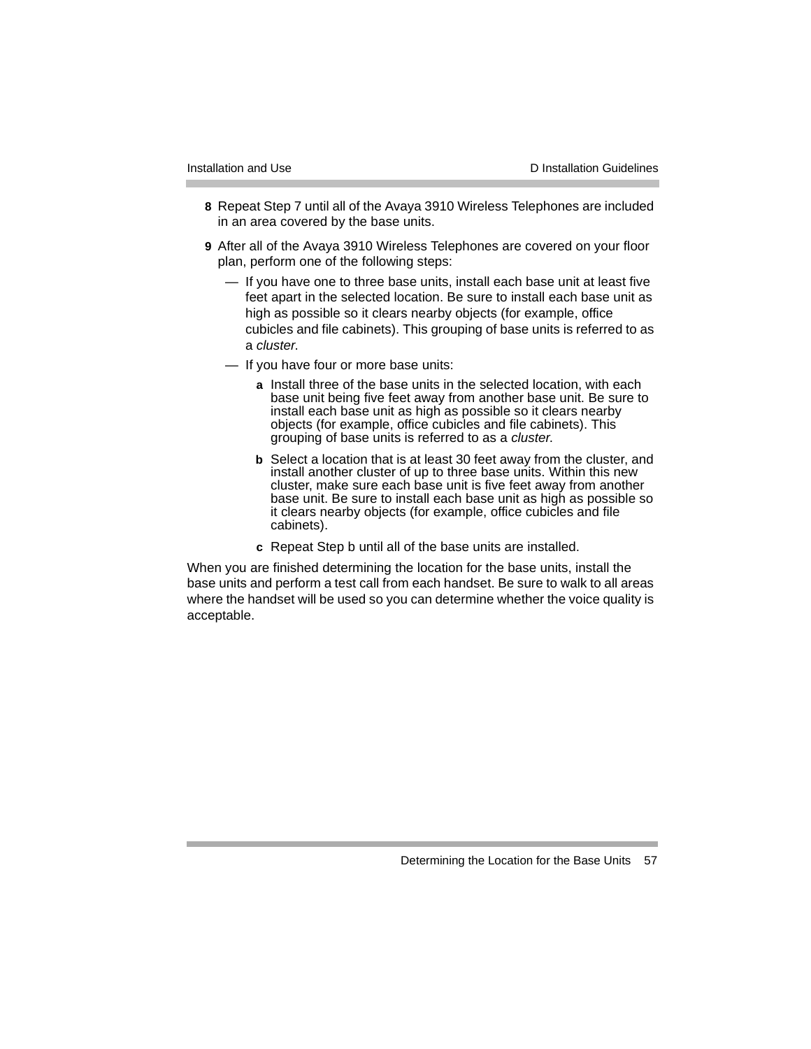8. Repeat Step 7 until all of the Avaya 3910 Wireless Telephones are included in an area covered by the base units.

9. After all of the Avaya 3910 Wireless Telephones are covered on your floor plan, perform one of the following steps:

   — If you have one to three base units, install each base unit at least five feet apart in the selected location. Be sure to install each base unit as high as possible so it clears nearby objects (for example, office cubicles and file cabinets). This grouping of base units is referred to as a *cluster*.

   — If you have four or more base units:

   **a** Install three of the base units in the selected location, with each base unit being five feet away from another base unit. Be sure to install each base unit as high as possible so it clears nearby objects (for example, office cubicles and file cabinets). This grouping of base units is referred to as a *cluster*.

   **b** Select a location that is at least 30 feet away from the cluster, and install another cluster of up to three base units. Within this new cluster, make sure each base unit is five feet away from another base unit. Be sure to install each base unit as high as possible so it clears nearby objects (for example, office cubicles and file cabinets).

   **c** Repeat Step b until all of the base units are installed.

When you are finished determining the location for the base units, install the base units and perform a test call from each handset. Be sure to walk to all areas where the handset will be used so you can determine whether the voice quality is acceptable.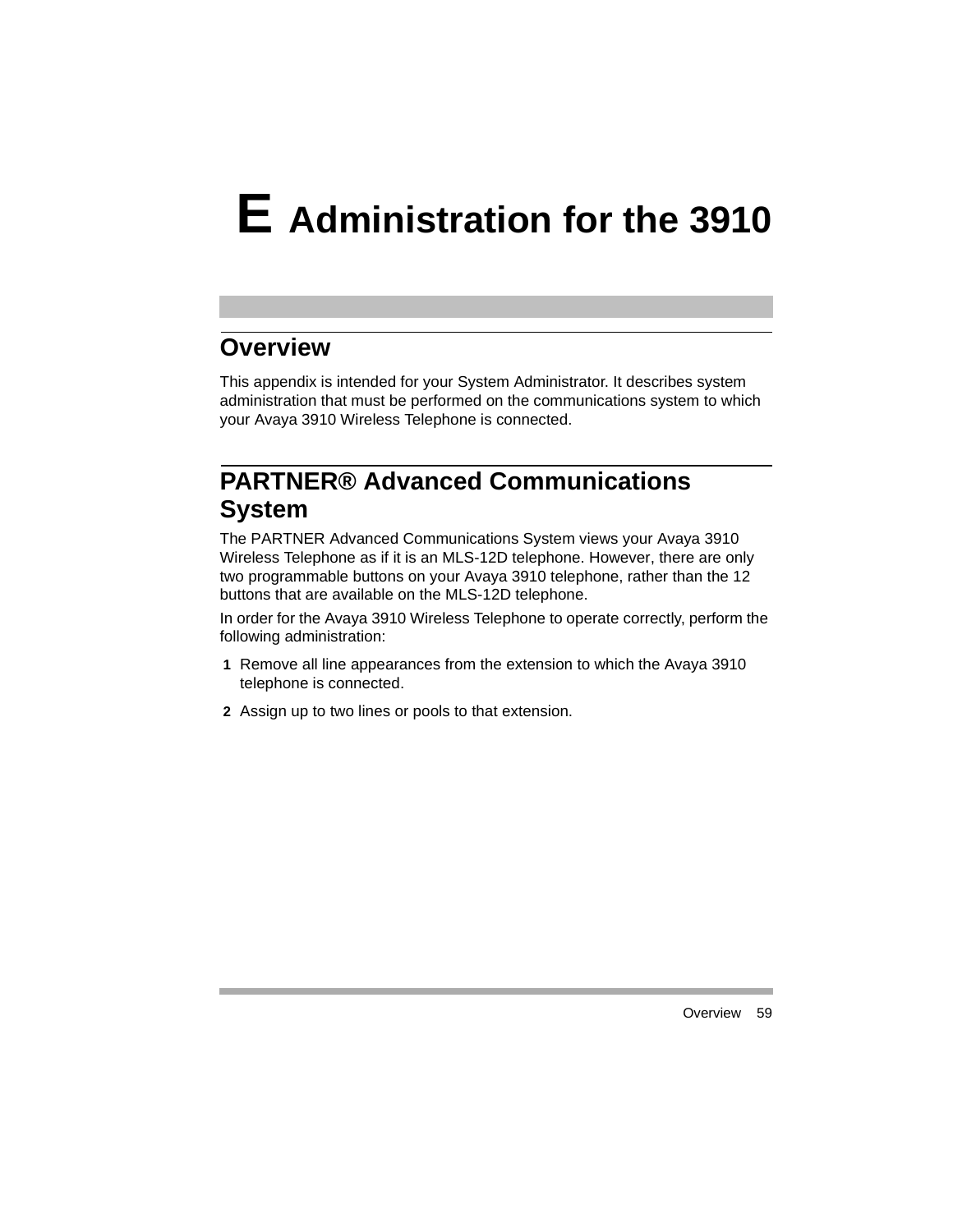# E Administration for the 3910

## Overview

This appendix is intended for your System Administrator. It describes system administration that must be performed on the communications system to which your Avaya 3910 Wireless Telephone is connected.

## PARTNER® Advanced Communications System

The PARTNER Advanced Communications System views your Avaya 3910 Wireless Telephone as if it is an MLS-12D telephone. However, there are only two programmable buttons on your Avaya 3910 telephone, rather than the 12 buttons that are available on the MLS-12D telephone.

In order for the Avaya 3910 Wireless Telephone to operate correctly, perform the following administration:

1. Remove all line appearances from the extension to which the Avaya 3910 telephone is connected.
2. Assign up to two lines or pools to that extension.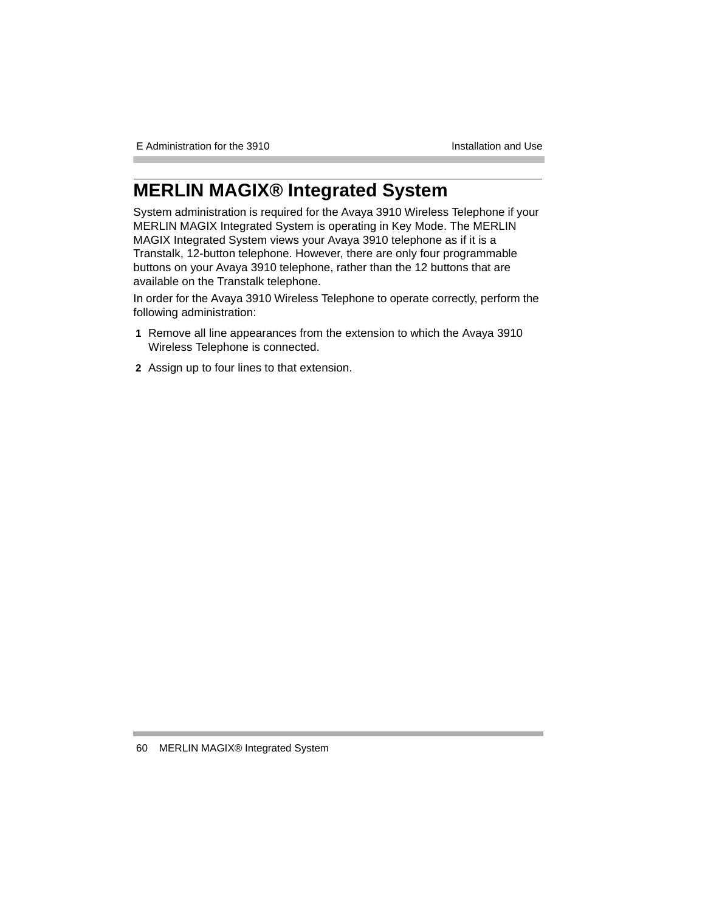# MERLIN MAGIX® Integrated System

System administration is required for the Avaya 3910 Wireless Telephone if your MERLIN MAGIX Integrated System is operating in Key Mode. The MERLIN MAGIX Integrated System views your Avaya 3910 telephone as if it is a Transtalk, 12-button telephone. However, there are only four programmable buttons on your Avaya 3910 telephone, rather than the 12 buttons that are available on the Transtalk telephone.

In order for the Avaya 3910 Wireless Telephone to operate correctly, perform the following administration:

1. Remove all line appearances from the extension to which the Avaya 3910 Wireless Telephone is connected.
2. Assign up to four lines to that extension.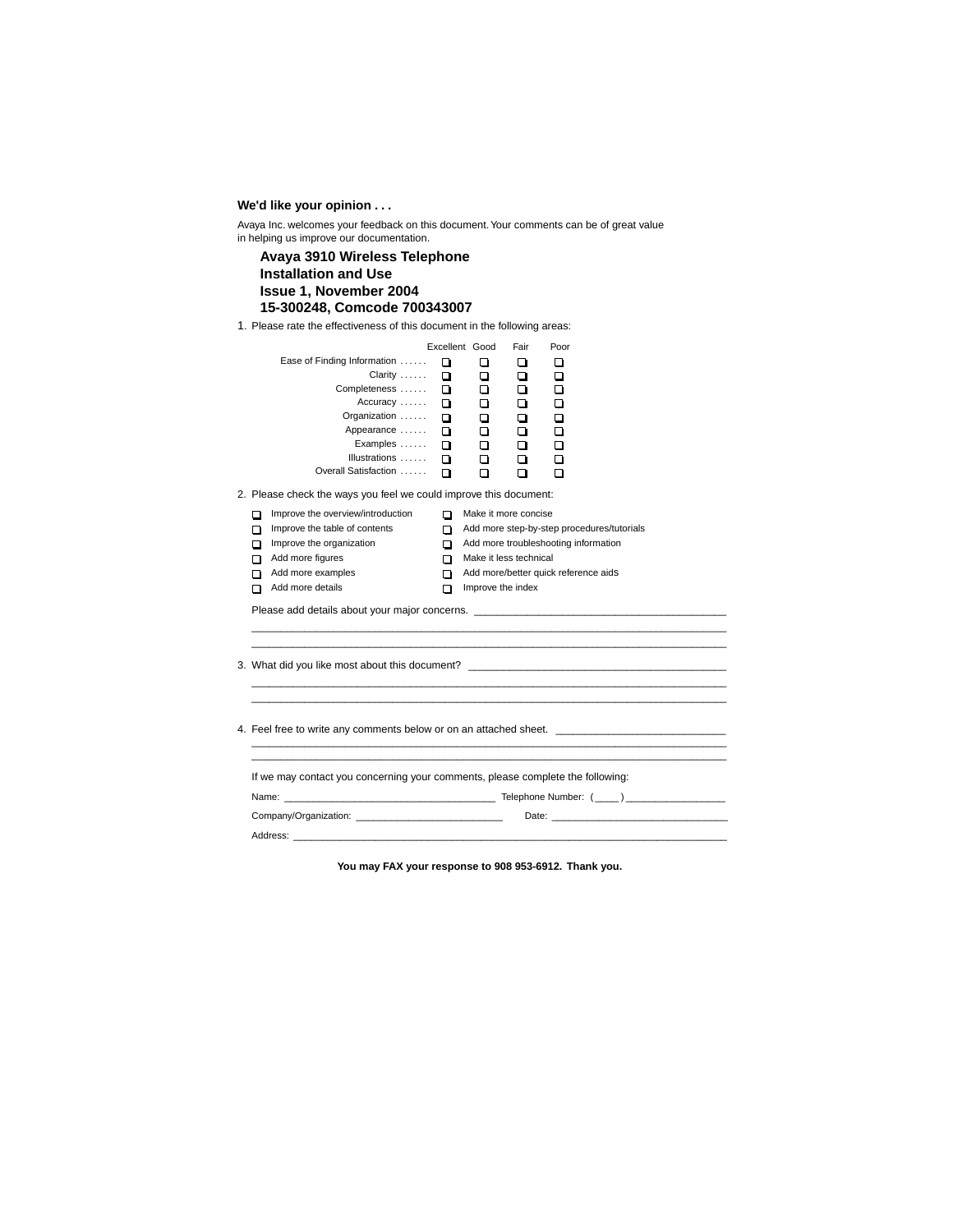### We'd like your opinion . . .

Avaya Inc. welcomes your feedback on this document. Your comments can be of great value in helping us improve our documentation.

**Avaya 3910 Wireless Telephone**
**Installation and Use**
**Issue 1, November 2004**
**15-300248, Comcode 700343007**

1. Please rate the effectiveness of this document in the following areas:

| | Excellent | Good | Fair | Poor |
|---|---|---|---|---|
| Ease of Finding Information | ❑ | ❑ | ❑ | ❑ |
| Clarity | ❑ | ❑ | ❑ | ❑ |
| Completeness | ❑ | ❑ | ❑ | ❑ |
| Accuracy | ❑ | ❑ | ❑ | ❑ |
| Organization | ❑ | ❑ | ❑ | ❑ |
| Appearance | ❑ | ❑ | ❑ | ❑ |
| Examples | ❑ | ❑ | ❑ | ❑ |
| Illustrations | ❑ | ❑ | ❑ | ❑ |
| Overall Satisfaction | ❑ | ❑ | ❑ | ❑ |

2. Please check the ways you feel we could improve this document:

- ❑ Improve the overview/introduction
- ❑ Improve the table of contents
- ❑ Improve the organization
- ❑ Add more figures
- ❑ Add more examples
- ❑ Add more details
- ❑ Make it more concise
- ❑ Add more step-by-step procedures/tutorials
- ❑ Add more troubleshooting information
- ❑ Make it less technical
- ❑ Add more/better quick reference aids
- ❑ Improve the index

Please add details about your major concerns. ____________________________________________
______________________________________________________________________________________
______________________________________________________________________________________

3. What did you like most about this document? _______________________________________________
______________________________________________________________________________________
______________________________________________________________________________________

4. Feel free to write any comments below or on an attached sheet. ______________________________
______________________________________________________________________________________
______________________________________________________________________________________

If we may contact you concerning your comments, please complete the following:

Name: ______________________________________ Telephone Number: ( ____ ) __________________

Company/Organization: ___________________________ Date: ________________________________

Address: ______________________________________________________________________________

**You may FAX your response to 908 953-6912. Thank you.**